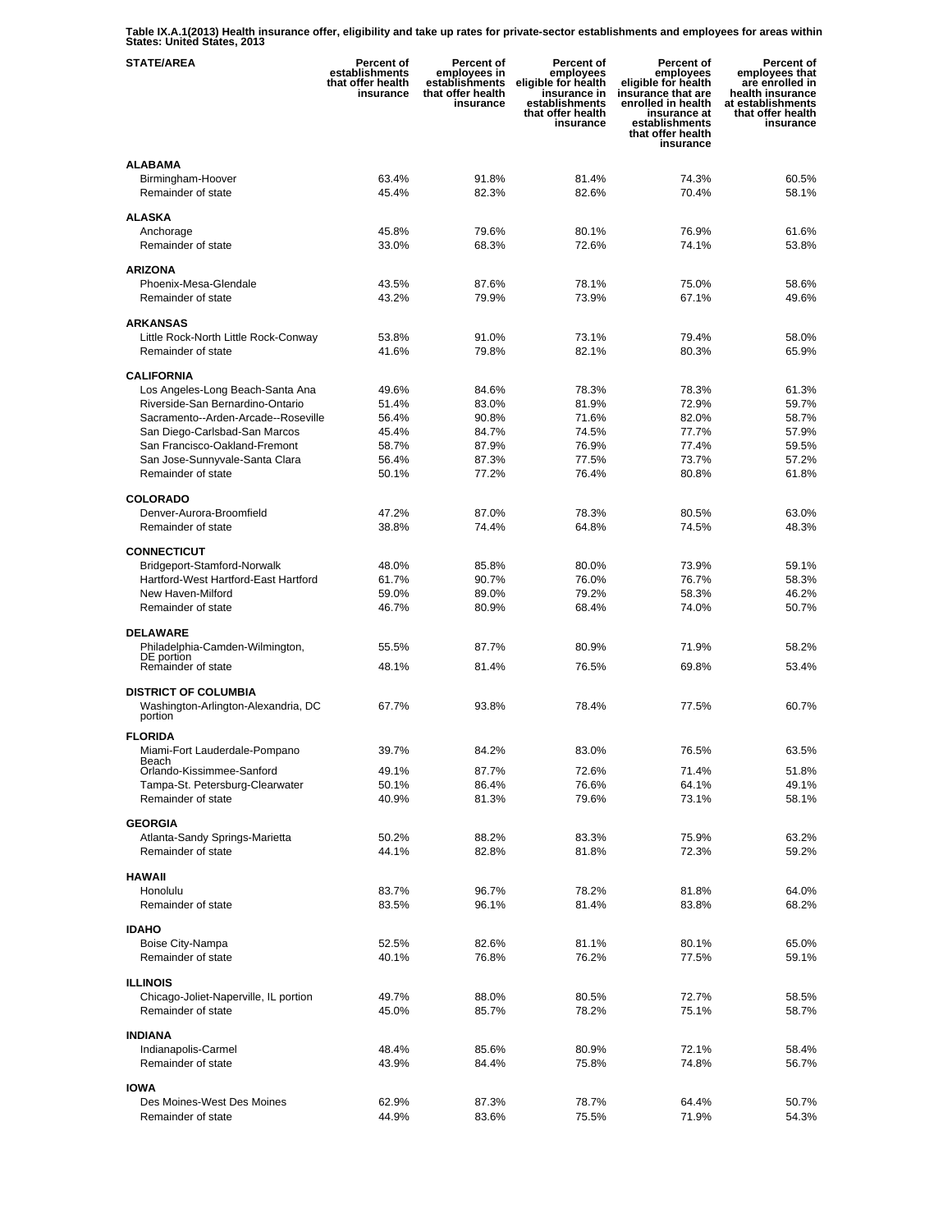**Table IX.A.1(2013) Health insurance offer, eligibility and take up rates for private-sector establishments and employees for areas within States: United States, 2013**

| STATE/AREA | Percent of establishments that offer health insurance | Percent of employees in establishments that offer health insurance | Percent of employees eligible for health insurance in establishments that offer health insurance | Percent of employees eligible for health insurance that are enrolled in health insurance at establishments that offer health insurance | Percent of employees that are enrolled in health insurance at establishments that offer health insurance |
|---|---|---|---|---|---|
| **ALABAMA** | | | | | |
| Birmingham-Hoover | 63.4% | 91.8% | 81.4% | 74.3% | 60.5% |
| Remainder of state | 45.4% | 82.3% | 82.6% | 70.4% | 58.1% |
| **ALASKA** | | | | | |
| Anchorage | 45.8% | 79.6% | 80.1% | 76.9% | 61.6% |
| Remainder of state | 33.0% | 68.3% | 72.6% | 74.1% | 53.8% |
| **ARIZONA** | | | | | |
| Phoenix-Mesa-Glendale | 43.5% | 87.6% | 78.1% | 75.0% | 58.6% |
| Remainder of state | 43.2% | 79.9% | 73.9% | 67.1% | 49.6% |
| **ARKANSAS** | | | | | |
| Little Rock-North Little Rock-Conway | 53.8% | 91.0% | 73.1% | 79.4% | 58.0% |
| Remainder of state | 41.6% | 79.8% | 82.1% | 80.3% | 65.9% |
| **CALIFORNIA** | | | | | |
| Los Angeles-Long Beach-Santa Ana | 49.6% | 84.6% | 78.3% | 78.3% | 61.3% |
| Riverside-San Bernardino-Ontario | 51.4% | 83.0% | 81.9% | 72.9% | 59.7% |
| Sacramento--Arden-Arcade--Roseville | 56.4% | 90.8% | 71.6% | 82.0% | 58.7% |
| San Diego-Carlsbad-San Marcos | 45.4% | 84.7% | 74.5% | 77.7% | 57.9% |
| San Francisco-Oakland-Fremont | 58.7% | 87.9% | 76.9% | 77.4% | 59.5% |
| San Jose-Sunnyvale-Santa Clara | 56.4% | 87.3% | 77.5% | 73.7% | 57.2% |
| Remainder of state | 50.1% | 77.2% | 76.4% | 80.8% | 61.8% |
| **COLORADO** | | | | | |
| Denver-Aurora-Broomfield | 47.2% | 87.0% | 78.3% | 80.5% | 63.0% |
| Remainder of state | 38.8% | 74.4% | 64.8% | 74.5% | 48.3% |
| **CONNECTICUT** | | | | | |
| Bridgeport-Stamford-Norwalk | 48.0% | 85.8% | 80.0% | 73.9% | 59.1% |
| Hartford-West Hartford-East Hartford | 61.7% | 90.7% | 76.0% | 76.7% | 58.3% |
| New Haven-Milford | 59.0% | 89.0% | 79.2% | 58.3% | 46.2% |
| Remainder of state | 46.7% | 80.9% | 68.4% | 74.0% | 50.7% |
| **DELAWARE** | | | | | |
| Philadelphia-Camden-Wilmington, DE portion | 55.5% | 87.7% | 80.9% | 71.9% | 58.2% |
| Remainder of state | 48.1% | 81.4% | 76.5% | 69.8% | 53.4% |
| **DISTRICT OF COLUMBIA** | | | | | |
| Washington-Arlington-Alexandria, DC portion | 67.7% | 93.8% | 78.4% | 77.5% | 60.7% |
| **FLORIDA** | | | | | |
| Miami-Fort Lauderdale-Pompano Beach | 39.7% | 84.2% | 83.0% | 76.5% | 63.5% |
| Orlando-Kissimmee-Sanford | 49.1% | 87.7% | 72.6% | 71.4% | 51.8% |
| Tampa-St. Petersburg-Clearwater | 50.1% | 86.4% | 76.6% | 64.1% | 49.1% |
| Remainder of state | 40.9% | 81.3% | 79.6% | 73.1% | 58.1% |
| **GEORGIA** | | | | | |
| Atlanta-Sandy Springs-Marietta | 50.2% | 88.2% | 83.3% | 75.9% | 63.2% |
| Remainder of state | 44.1% | 82.8% | 81.8% | 72.3% | 59.2% |
| **HAWAII** | | | | | |
| Honolulu | 83.7% | 96.7% | 78.2% | 81.8% | 64.0% |
| Remainder of state | 83.5% | 96.1% | 81.4% | 83.8% | 68.2% |
| **IDAHO** | | | | | |
| Boise City-Nampa | 52.5% | 82.6% | 81.1% | 80.1% | 65.0% |
| Remainder of state | 40.1% | 76.8% | 76.2% | 77.5% | 59.1% |
| **ILLINOIS** | | | | | |
| Chicago-Joliet-Naperville, IL portion | 49.7% | 88.0% | 80.5% | 72.7% | 58.5% |
| Remainder of state | 45.0% | 85.7% | 78.2% | 75.1% | 58.7% |
| **INDIANA** | | | | | |
| Indianapolis-Carmel | 48.4% | 85.6% | 80.9% | 72.1% | 58.4% |
| Remainder of state | 43.9% | 84.4% | 75.8% | 74.8% | 56.7% |
| **IOWA** | | | | | |
| Des Moines-West Des Moines | 62.9% | 87.3% | 78.7% | 64.4% | 50.7% |
| Remainder of state | 44.9% | 83.6% | 75.5% | 71.9% | 54.3% |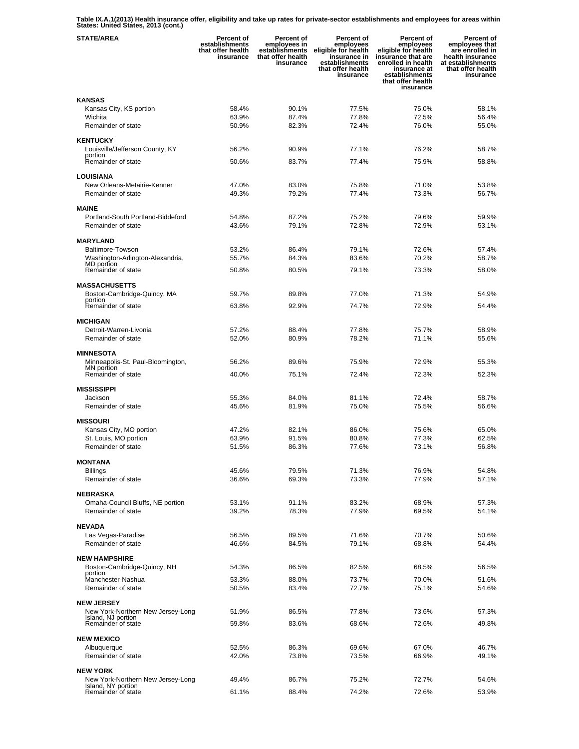**Table IX.A.1(2013) Health insurance offer, eligibility and take up rates for private-sector establishments and employees for areas within States: United States, 2013 (cont.)**

| STATE/AREA | Percent of establishments that offer health insurance | Percent of employees in establishments that offer health insurance | Percent of employees eligible for health insurance in establishments that offer health insurance | Percent of employees eligible for health insurance that are enrolled in health insurance at establishments that offer health insurance | Percent of employees that are enrolled in health insurance at establishments that offer health insurance |
|---|---|---|---|---|---|
| **KANSAS** | | | | | |
| Kansas City, KS portion | 58.4% | 90.1% | 77.5% | 75.0% | 58.1% |
| Wichita | 63.9% | 87.4% | 77.8% | 72.5% | 56.4% |
| Remainder of state | 50.9% | 82.3% | 72.4% | 76.0% | 55.0% |
| **KENTUCKY** | | | | | |
| Louisville/Jefferson County, KY portion | 56.2% | 90.9% | 77.1% | 76.2% | 58.7% |
| Remainder of state | 50.6% | 83.7% | 77.4% | 75.9% | 58.8% |
| **LOUISIANA** | | | | | |
| New Orleans-Metairie-Kenner | 47.0% | 83.0% | 75.8% | 71.0% | 53.8% |
| Remainder of state | 49.3% | 79.2% | 77.4% | 73.3% | 56.7% |
| **MAINE** | | | | | |
| Portland-South Portland-Biddeford | 54.8% | 87.2% | 75.2% | 79.6% | 59.9% |
| Remainder of state | 43.6% | 79.1% | 72.8% | 72.9% | 53.1% |
| **MARYLAND** | | | | | |
| Baltimore-Towson | 53.2% | 86.4% | 79.1% | 72.6% | 57.4% |
| Washington-Arlington-Alexandria, MD portion | 55.7% | 84.3% | 83.6% | 70.2% | 58.7% |
| Remainder of state | 50.8% | 80.5% | 79.1% | 73.3% | 58.0% |
| **MASSACHUSETTS** | | | | | |
| Boston-Cambridge-Quincy, MA portion | 59.7% | 89.8% | 77.0% | 71.3% | 54.9% |
| Remainder of state | 63.8% | 92.9% | 74.7% | 72.9% | 54.4% |
| **MICHIGAN** | | | | | |
| Detroit-Warren-Livonia | 57.2% | 88.4% | 77.8% | 75.7% | 58.9% |
| Remainder of state | 52.0% | 80.9% | 78.2% | 71.1% | 55.6% |
| **MINNESOTA** | | | | | |
| Minneapolis-St. Paul-Bloomington, MN portion | 56.2% | 89.6% | 75.9% | 72.9% | 55.3% |
| Remainder of state | 40.0% | 75.1% | 72.4% | 72.3% | 52.3% |
| **MISSISSIPPI** | | | | | |
| Jackson | 55.3% | 84.0% | 81.1% | 72.4% | 58.7% |
| Remainder of state | 45.6% | 81.9% | 75.0% | 75.5% | 56.6% |
| **MISSOURI** | | | | | |
| Kansas City, MO portion | 47.2% | 82.1% | 86.0% | 75.6% | 65.0% |
| St. Louis, MO portion | 63.9% | 91.5% | 80.8% | 77.3% | 62.5% |
| Remainder of state | 51.5% | 86.3% | 77.6% | 73.1% | 56.8% |
| **MONTANA** | | | | | |
| Billings | 45.6% | 79.5% | 71.3% | 76.9% | 54.8% |
| Remainder of state | 36.6% | 69.3% | 73.3% | 77.9% | 57.1% |
| **NEBRASKA** | | | | | |
| Omaha-Council Bluffs, NE portion | 53.1% | 91.1% | 83.2% | 68.9% | 57.3% |
| Remainder of state | 39.2% | 78.3% | 77.9% | 69.5% | 54.1% |
| **NEVADA** | | | | | |
| Las Vegas-Paradise | 56.5% | 89.5% | 71.6% | 70.7% | 50.6% |
| Remainder of state | 46.6% | 84.5% | 79.1% | 68.8% | 54.4% |
| **NEW HAMPSHIRE** | | | | | |
| Boston-Cambridge-Quincy, NH portion | 54.3% | 86.5% | 82.5% | 68.5% | 56.5% |
| Manchester-Nashua | 53.3% | 88.0% | 73.7% | 70.0% | 51.6% |
| Remainder of state | 50.5% | 83.4% | 72.7% | 75.1% | 54.6% |
| **NEW JERSEY** | | | | | |
| New York-Northern New Jersey-Long Island, NJ portion | 51.9% | 86.5% | 77.8% | 73.6% | 57.3% |
| Remainder of state | 59.8% | 83.6% | 68.6% | 72.6% | 49.8% |
| **NEW MEXICO** | | | | | |
| Albuquerque | 52.5% | 86.3% | 69.6% | 67.0% | 46.7% |
| Remainder of state | 42.0% | 73.8% | 73.5% | 66.9% | 49.1% |
| **NEW YORK** | | | | | |
| New York-Northern New Jersey-Long Island, NY portion | 49.4% | 86.7% | 75.2% | 72.7% | 54.6% |
| Remainder of state | 61.1% | 88.4% | 74.2% | 72.6% | 53.9% |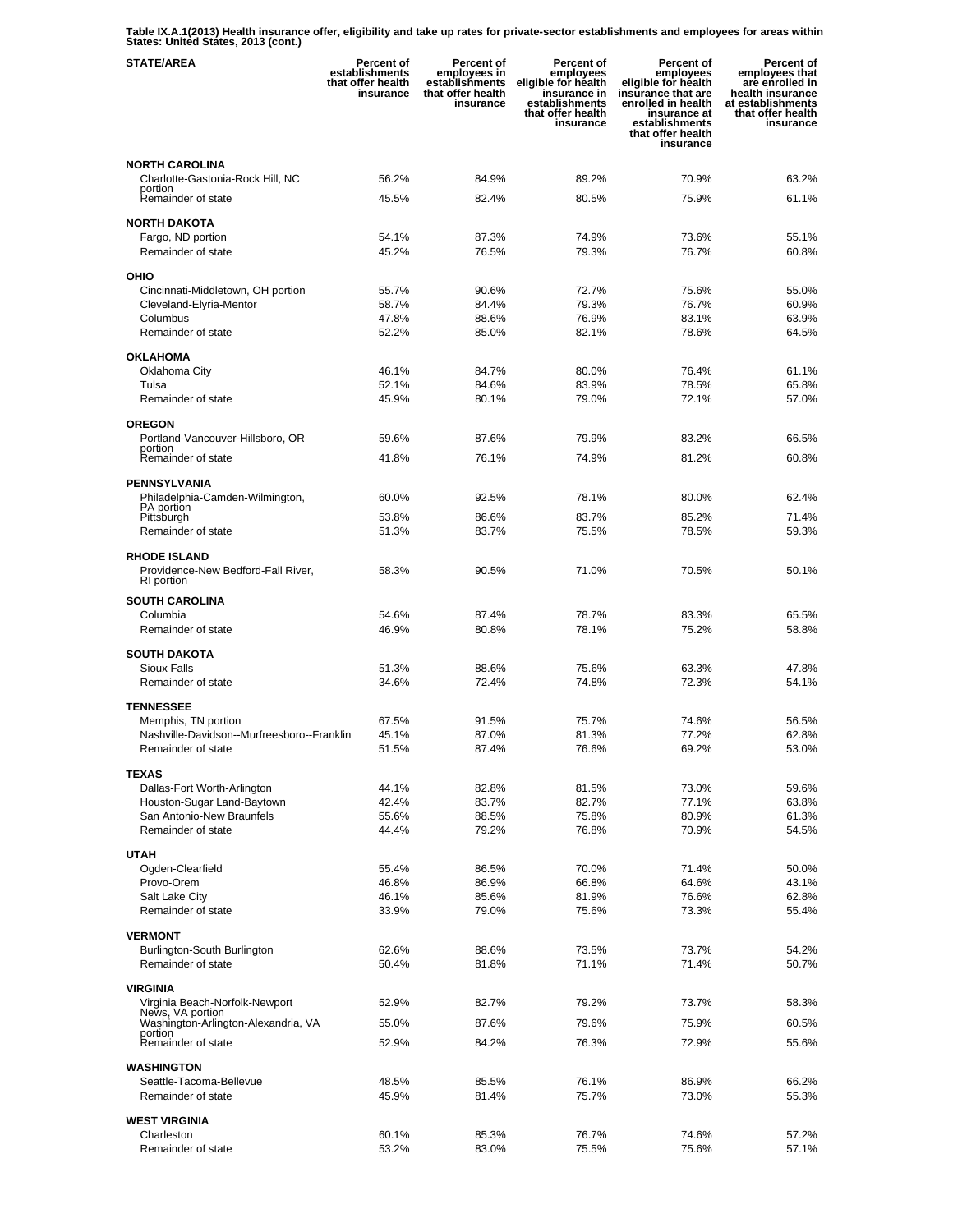**Table IX.A.1(2013) Health insurance offer, eligibility and take up rates for private-sector establishments and employees for areas within States: United States, 2013 (cont.)**

| STATE/AREA | Percent of establishments that offer health insurance | Percent of employees in establishments that offer health insurance | Percent of employees eligible for health insurance in establishments that offer health insurance | Percent of employees eligible for health insurance that are enrolled in health insurance at establishments that offer health insurance | Percent of employees that are enrolled in health insurance at establishments that offer health insurance |
|---|---|---|---|---|---|
| **NORTH CAROLINA** | | | | | |
| Charlotte-Gastonia-Rock Hill, NC portion | 56.2% | 84.9% | 89.2% | 70.9% | 63.2% |
| Remainder of state | 45.5% | 82.4% | 80.5% | 75.9% | 61.1% |
| **NORTH DAKOTA** | | | | | |
| Fargo, ND portion | 54.1% | 87.3% | 74.9% | 73.6% | 55.1% |
| Remainder of state | 45.2% | 76.5% | 79.3% | 76.7% | 60.8% |
| **OHIO** | | | | | |
| Cincinnati-Middletown, OH portion | 55.7% | 90.6% | 72.7% | 75.6% | 55.0% |
| Cleveland-Elyria-Mentor | 58.7% | 84.4% | 79.3% | 76.7% | 60.9% |
| Columbus | 47.8% | 88.6% | 76.9% | 83.1% | 63.9% |
| Remainder of state | 52.2% | 85.0% | 82.1% | 78.6% | 64.5% |
| **OKLAHOMA** | | | | | |
| Oklahoma City | 46.1% | 84.7% | 80.0% | 76.4% | 61.1% |
| Tulsa | 52.1% | 84.6% | 83.9% | 78.5% | 65.8% |
| Remainder of state | 45.9% | 80.1% | 79.0% | 72.1% | 57.0% |
| **OREGON** | | | | | |
| Portland-Vancouver-Hillsboro, OR portion | 59.6% | 87.6% | 79.9% | 83.2% | 66.5% |
| Remainder of state | 41.8% | 76.1% | 74.9% | 81.2% | 60.8% |
| **PENNSYLVANIA** | | | | | |
| Philadelphia-Camden-Wilmington, PA portion | 60.0% | 92.5% | 78.1% | 80.0% | 62.4% |
| Pittsburgh | 53.8% | 86.6% | 83.7% | 85.2% | 71.4% |
| Remainder of state | 51.3% | 83.7% | 75.5% | 78.5% | 59.3% |
| **RHODE ISLAND** | | | | | |
| Providence-New Bedford-Fall River, RI portion | 58.3% | 90.5% | 71.0% | 70.5% | 50.1% |
| **SOUTH CAROLINA** | | | | | |
| Columbia | 54.6% | 87.4% | 78.7% | 83.3% | 65.5% |
| Remainder of state | 46.9% | 80.8% | 78.1% | 75.2% | 58.8% |
| **SOUTH DAKOTA** | | | | | |
| Sioux Falls | 51.3% | 88.6% | 75.6% | 63.3% | 47.8% |
| Remainder of state | 34.6% | 72.4% | 74.8% | 72.3% | 54.1% |
| **TENNESSEE** | | | | | |
| Memphis, TN portion | 67.5% | 91.5% | 75.7% | 74.6% | 56.5% |
| Nashville-Davidson--Murfreesboro--Franklin | 45.1% | 87.0% | 81.3% | 77.2% | 62.8% |
| Remainder of state | 51.5% | 87.4% | 76.6% | 69.2% | 53.0% |
| **TEXAS** | | | | | |
| Dallas-Fort Worth-Arlington | 44.1% | 82.8% | 81.5% | 73.0% | 59.6% |
| Houston-Sugar Land-Baytown | 42.4% | 83.7% | 82.7% | 77.1% | 63.8% |
| San Antonio-New Braunfels | 55.6% | 88.5% | 75.8% | 80.9% | 61.3% |
| Remainder of state | 44.4% | 79.2% | 76.8% | 70.9% | 54.5% |
| **UTAH** | | | | | |
| Ogden-Clearfield | 55.4% | 86.5% | 70.0% | 71.4% | 50.0% |
| Provo-Orem | 46.8% | 86.9% | 66.8% | 64.6% | 43.1% |
| Salt Lake City | 46.1% | 85.6% | 81.9% | 76.6% | 62.8% |
| Remainder of state | 33.9% | 79.0% | 75.6% | 73.3% | 55.4% |
| **VERMONT** | | | | | |
| Burlington-South Burlington | 62.6% | 88.6% | 73.5% | 73.7% | 54.2% |
| Remainder of state | 50.4% | 81.8% | 71.1% | 71.4% | 50.7% |
| **VIRGINIA** | | | | | |
| Virginia Beach-Norfolk-Newport News, VA portion | 52.9% | 82.7% | 79.2% | 73.7% | 58.3% |
| Washington-Arlington-Alexandria, VA portion | 55.0% | 87.6% | 79.6% | 75.9% | 60.5% |
| Remainder of state | 52.9% | 84.2% | 76.3% | 72.9% | 55.6% |
| **WASHINGTON** | | | | | |
| Seattle-Tacoma-Bellevue | 48.5% | 85.5% | 76.1% | 86.9% | 66.2% |
| Remainder of state | 45.9% | 81.4% | 75.7% | 73.0% | 55.3% |
| **WEST VIRGINIA** | | | | | |
| Charleston | 60.1% | 85.3% | 76.7% | 74.6% | 57.2% |
| Remainder of state | 53.2% | 83.0% | 75.5% | 75.6% | 57.1% |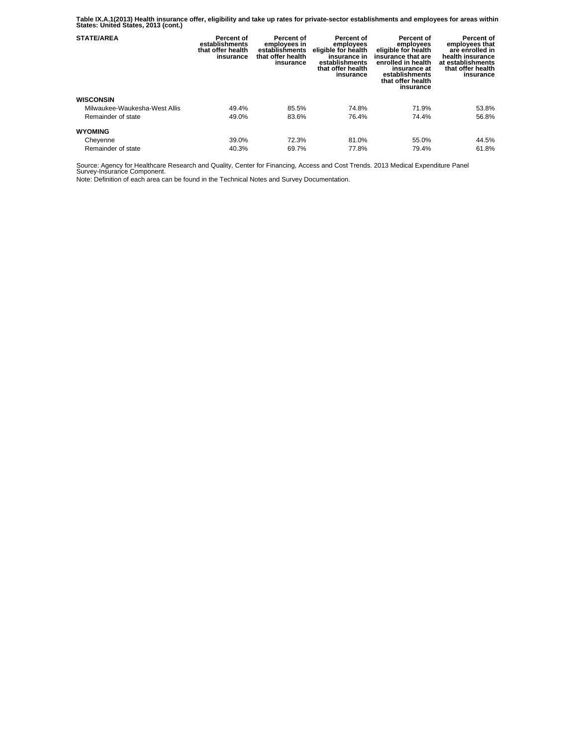**Table IX.A.1(2013) Health insurance offer, eligibility and take up rates for private-sector establishments and employees for areas within States: United States, 2013 (cont.)**

| STATE/AREA | Percent of establishments that offer health insurance | Percent of employees in establishments that offer health insurance | Percent of employees eligible for health insurance in establishments that offer health insurance | Percent of employees eligible for health insurance that are enrolled in health insurance at establishments that offer health insurance | Percent of employees that are enrolled in health insurance at establishments that offer health insurance |
|---|---|---|---|---|---|
| **WISCONSIN** | | | | | |
| Milwaukee-Waukesha-West Allis | 49.4% | 85.5% | 74.8% | 71.9% | 53.8% |
| Remainder of state | 49.0% | 83.6% | 76.4% | 74.4% | 56.8% |
| **WYOMING** | | | | | |
| Cheyenne | 39.0% | 72.3% | 81.0% | 55.0% | 44.5% |
| Remainder of state | 40.3% | 69.7% | 77.8% | 79.4% | 61.8% |

Source: Agency for Healthcare Research and Quality, Center for Financing, Access and Cost Trends. 2013 Medical Expenditure Panel Survey-Insurance Component.

Note: Definition of each area can be found in the Technical Notes and Survey Documentation.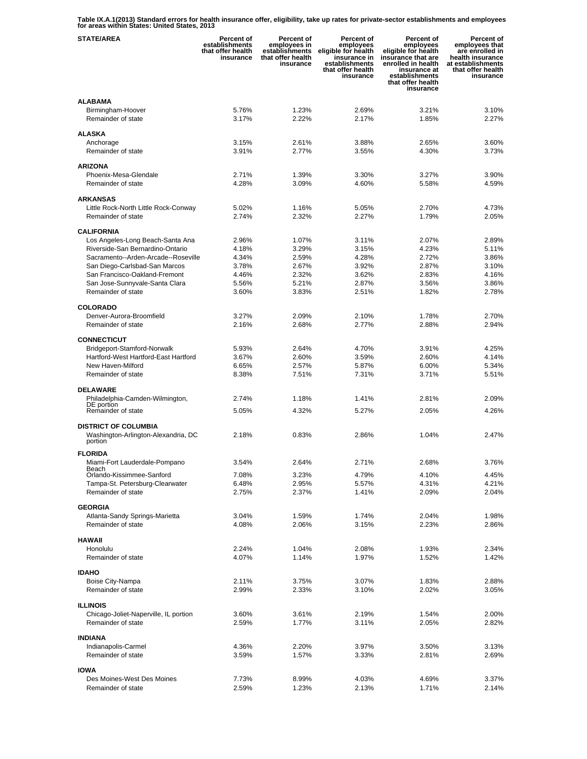**Table IX.A.1(2013) Standard errors for health insurance offer, eligibility, take up rates for private-sector establishments and employees for areas within States: United States, 2013**

| STATE/AREA | Percent of establishments that offer health insurance | Percent of employees in establishments that offer health insurance | Percent of employees eligible for health insurance in establishments that offer health insurance | Percent of employees eligible for health insurance that are enrolled in health insurance at establishments that offer health insurance | Percent of employees that are enrolled in health insurance at establishments that offer health insurance |
|---|---|---|---|---|---|
| **ALABAMA** | | | | | |
| Birmingham-Hoover | 5.76% | 1.23% | 2.69% | 3.21% | 3.10% |
| Remainder of state | 3.17% | 2.22% | 2.17% | 1.85% | 2.27% |
| **ALASKA** | | | | | |
| Anchorage | 3.15% | 2.61% | 3.88% | 2.65% | 3.60% |
| Remainder of state | 3.91% | 2.77% | 3.55% | 4.30% | 3.73% |
| **ARIZONA** | | | | | |
| Phoenix-Mesa-Glendale | 2.71% | 1.39% | 3.30% | 3.27% | 3.90% |
| Remainder of state | 4.28% | 3.09% | 4.60% | 5.58% | 4.59% |
| **ARKANSAS** | | | | | |
| Little Rock-North Little Rock-Conway | 5.02% | 1.16% | 5.05% | 2.70% | 4.73% |
| Remainder of state | 2.74% | 2.32% | 2.27% | 1.79% | 2.05% |
| **CALIFORNIA** | | | | | |
| Los Angeles-Long Beach-Santa Ana | 2.96% | 1.07% | 3.11% | 2.07% | 2.89% |
| Riverside-San Bernardino-Ontario | 4.18% | 3.29% | 3.15% | 4.23% | 5.11% |
| Sacramento--Arden-Arcade--Roseville | 4.34% | 2.59% | 4.28% | 2.72% | 3.86% |
| San Diego-Carlsbad-San Marcos | 3.78% | 2.67% | 3.92% | 2.87% | 3.10% |
| San Francisco-Oakland-Fremont | 4.46% | 2.32% | 3.62% | 2.83% | 4.16% |
| San Jose-Sunnyvale-Santa Clara | 5.56% | 5.21% | 2.87% | 3.56% | 3.86% |
| Remainder of state | 3.60% | 3.83% | 2.51% | 1.82% | 2.78% |
| **COLORADO** | | | | | |
| Denver-Aurora-Broomfield | 3.27% | 2.09% | 2.10% | 1.78% | 2.70% |
| Remainder of state | 2.16% | 2.68% | 2.77% | 2.88% | 2.94% |
| **CONNECTICUT** | | | | | |
| Bridgeport-Stamford-Norwalk | 5.93% | 2.64% | 4.70% | 3.91% | 4.25% |
| Hartford-West Hartford-East Hartford | 3.67% | 2.60% | 3.59% | 2.60% | 4.14% |
| New Haven-Milford | 6.65% | 2.57% | 5.87% | 6.00% | 5.34% |
| Remainder of state | 8.38% | 7.51% | 7.31% | 3.71% | 5.51% |
| **DELAWARE** | | | | | |
| Philadelphia-Camden-Wilmington, DE portion | 2.74% | 1.18% | 1.41% | 2.81% | 2.09% |
| Remainder of state | 5.05% | 4.32% | 5.27% | 2.05% | 4.26% |
| **DISTRICT OF COLUMBIA** | | | | | |
| Washington-Arlington-Alexandria, DC portion | 2.18% | 0.83% | 2.86% | 1.04% | 2.47% |
| **FLORIDA** | | | | | |
| Miami-Fort Lauderdale-Pompano Beach | 3.54% | 2.64% | 2.71% | 2.68% | 3.76% |
| Orlando-Kissimmee-Sanford | 7.08% | 3.23% | 4.79% | 4.10% | 4.45% |
| Tampa-St. Petersburg-Clearwater | 6.48% | 2.95% | 5.57% | 4.31% | 4.21% |
| Remainder of state | 2.75% | 2.37% | 1.41% | 2.09% | 2.04% |
| **GEORGIA** | | | | | |
| Atlanta-Sandy Springs-Marietta | 3.04% | 1.59% | 1.74% | 2.04% | 1.98% |
| Remainder of state | 4.08% | 2.06% | 3.15% | 2.23% | 2.86% |
| **HAWAII** | | | | | |
| Honolulu | 2.24% | 1.04% | 2.08% | 1.93% | 2.34% |
| Remainder of state | 4.07% | 1.14% | 1.97% | 1.52% | 1.42% |
| **IDAHO** | | | | | |
| Boise City-Nampa | 2.11% | 3.75% | 3.07% | 1.83% | 2.88% |
| Remainder of state | 2.99% | 2.33% | 3.10% | 2.02% | 3.05% |
| **ILLINOIS** | | | | | |
| Chicago-Joliet-Naperville, IL portion | 3.60% | 3.61% | 2.19% | 1.54% | 2.00% |
| Remainder of state | 2.59% | 1.77% | 3.11% | 2.05% | 2.82% |
| **INDIANA** | | | | | |
| Indianapolis-Carmel | 4.36% | 2.20% | 3.97% | 3.50% | 3.13% |
| Remainder of state | 3.59% | 1.57% | 3.33% | 2.81% | 2.69% |
| **IOWA** | | | | | |
| Des Moines-West Des Moines | 7.73% | 8.99% | 4.03% | 4.69% | 3.37% |
| Remainder of state | 2.59% | 1.23% | 2.13% | 1.71% | 2.14% |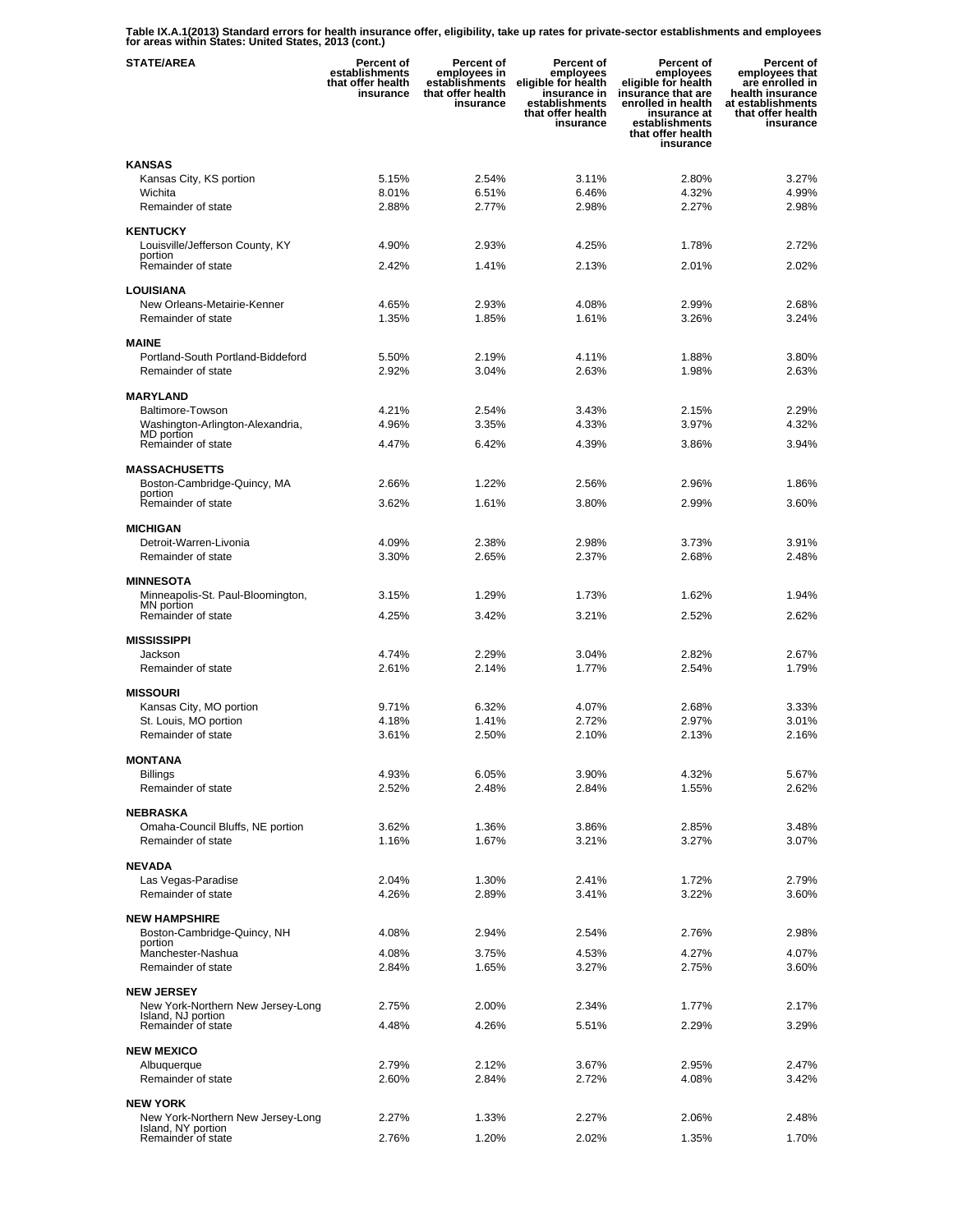**Table IX.A.1(2013) Standard errors for health insurance offer, eligibility, take up rates for private-sector establishments and employees for areas within States: United States, 2013 (cont.)**

| STATE/AREA | Percent of establishments that offer health insurance | Percent of employees in establishments that offer health insurance | Percent of employees eligible for health insurance in establishments that offer health insurance | Percent of employees eligible for health insurance that are enrolled in health insurance at establishments that offer health insurance | Percent of employees that are enrolled in health insurance at establishments that offer health insurance |
|---|---|---|---|---|---|
| **KANSAS** | | | | | |
| Kansas City, KS portion | 5.15% | 2.54% | 3.11% | 2.80% | 3.27% |
| Wichita | 8.01% | 6.51% | 6.46% | 4.32% | 4.99% |
| Remainder of state | 2.88% | 2.77% | 2.98% | 2.27% | 2.98% |
| **KENTUCKY** | | | | | |
| Louisville/Jefferson County, KY portion | 4.90% | 2.93% | 4.25% | 1.78% | 2.72% |
| Remainder of state | 2.42% | 1.41% | 2.13% | 2.01% | 2.02% |
| **LOUISIANA** | | | | | |
| New Orleans-Metairie-Kenner | 4.65% | 2.93% | 4.08% | 2.99% | 2.68% |
| Remainder of state | 1.35% | 1.85% | 1.61% | 3.26% | 3.24% |
| **MAINE** | | | | | |
| Portland-South Portland-Biddeford | 5.50% | 2.19% | 4.11% | 1.88% | 3.80% |
| Remainder of state | 2.92% | 3.04% | 2.63% | 1.98% | 2.63% |
| **MARYLAND** | | | | | |
| Baltimore-Towson | 4.21% | 2.54% | 3.43% | 2.15% | 2.29% |
| Washington-Arlington-Alexandria, MD portion | 4.96% | 3.35% | 4.33% | 3.97% | 4.32% |
| Remainder of state | 4.47% | 6.42% | 4.39% | 3.86% | 3.94% |
| **MASSACHUSETTS** | | | | | |
| Boston-Cambridge-Quincy, MA portion | 2.66% | 1.22% | 2.56% | 2.96% | 1.86% |
| Remainder of state | 3.62% | 1.61% | 3.80% | 2.99% | 3.60% |
| **MICHIGAN** | | | | | |
| Detroit-Warren-Livonia | 4.09% | 2.38% | 2.98% | 3.73% | 3.91% |
| Remainder of state | 3.30% | 2.65% | 2.37% | 2.68% | 2.48% |
| **MINNESOTA** | | | | | |
| Minneapolis-St. Paul-Bloomington, MN portion | 3.15% | 1.29% | 1.73% | 1.62% | 1.94% |
| Remainder of state | 4.25% | 3.42% | 3.21% | 2.52% | 2.62% |
| **MISSISSIPPI** | | | | | |
| Jackson | 4.74% | 2.29% | 3.04% | 2.82% | 2.67% |
| Remainder of state | 2.61% | 2.14% | 1.77% | 2.54% | 1.79% |
| **MISSOURI** | | | | | |
| Kansas City, MO portion | 9.71% | 6.32% | 4.07% | 2.68% | 3.33% |
| St. Louis, MO portion | 4.18% | 1.41% | 2.72% | 2.97% | 3.01% |
| Remainder of state | 3.61% | 2.50% | 2.10% | 2.13% | 2.16% |
| **MONTANA** | | | | | |
| Billings | 4.93% | 6.05% | 3.90% | 4.32% | 5.67% |
| Remainder of state | 2.52% | 2.48% | 2.84% | 1.55% | 2.62% |
| **NEBRASKA** | | | | | |
| Omaha-Council Bluffs, NE portion | 3.62% | 1.36% | 3.86% | 2.85% | 3.48% |
| Remainder of state | 1.16% | 1.67% | 3.21% | 3.27% | 3.07% |
| **NEVADA** | | | | | |
| Las Vegas-Paradise | 2.04% | 1.30% | 2.41% | 1.72% | 2.79% |
| Remainder of state | 4.26% | 2.89% | 3.41% | 3.22% | 3.60% |
| **NEW HAMPSHIRE** | | | | | |
| Boston-Cambridge-Quincy, NH portion | 4.08% | 2.94% | 2.54% | 2.76% | 2.98% |
| Manchester-Nashua | 4.08% | 3.75% | 4.53% | 4.27% | 4.07% |
| Remainder of state | 2.84% | 1.65% | 3.27% | 2.75% | 3.60% |
| **NEW JERSEY** | | | | | |
| New York-Northern New Jersey-Long Island, NJ portion | 2.75% | 2.00% | 2.34% | 1.77% | 2.17% |
| Remainder of state | 4.48% | 4.26% | 5.51% | 2.29% | 3.29% |
| **NEW MEXICO** | | | | | |
| Albuquerque | 2.79% | 2.12% | 3.67% | 2.95% | 2.47% |
| Remainder of state | 2.60% | 2.84% | 2.72% | 4.08% | 3.42% |
| **NEW YORK** | | | | | |
| New York-Northern New Jersey-Long Island, NY portion | 2.27% | 1.33% | 2.27% | 2.06% | 2.48% |
| Remainder of state | 2.76% | 1.20% | 2.02% | 1.35% | 1.70% |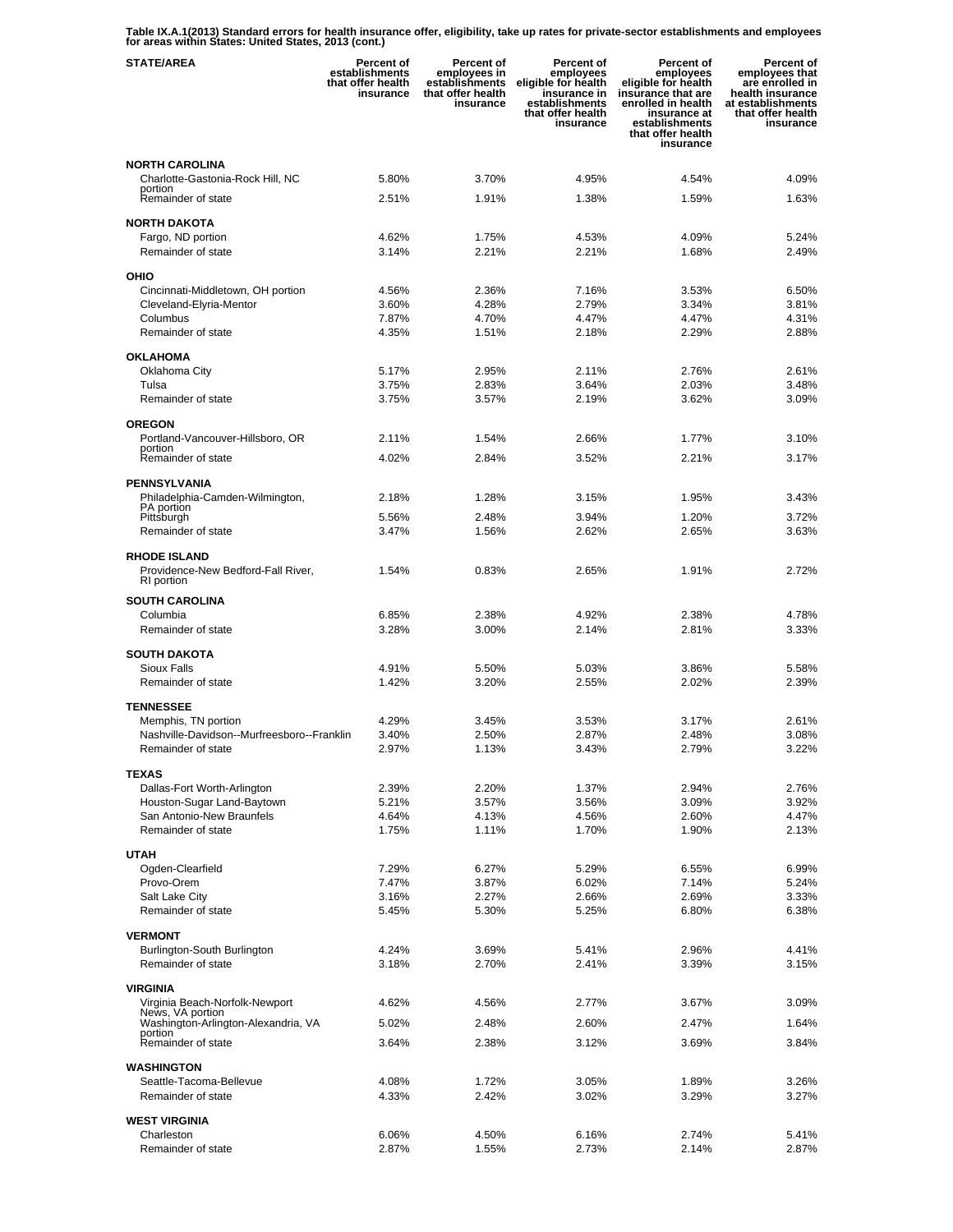**Table IX.A.1(2013) Standard errors for health insurance offer, eligibility, take up rates for private-sector establishments and employees for areas within States: United States, 2013 (cont.)**

| STATE/AREA | Percent of establishments that offer health insurance | Percent of employees in establishments that offer health insurance | Percent of employees eligible for health insurance in establishments that offer health insurance | Percent of employees eligible for health insurance that are enrolled in health insurance at establishments that offer health insurance | Percent of employees that are enrolled in health insurance at establishments that offer health insurance |
|---|---|---|---|---|---|
| **NORTH CAROLINA** | | | | | |
| Charlotte-Gastonia-Rock Hill, NC portion | 5.80% | 3.70% | 4.95% | 4.54% | 4.09% |
| Remainder of state | 2.51% | 1.91% | 1.38% | 1.59% | 1.63% |
| **NORTH DAKOTA** | | | | | |
| Fargo, ND portion | 4.62% | 1.75% | 4.53% | 4.09% | 5.24% |
| Remainder of state | 3.14% | 2.21% | 2.21% | 1.68% | 2.49% |
| **OHIO** | | | | | |
| Cincinnati-Middletown, OH portion | 4.56% | 2.36% | 7.16% | 3.53% | 6.50% |
| Cleveland-Elyria-Mentor | 3.60% | 4.28% | 2.79% | 3.34% | 3.81% |
| Columbus | 7.87% | 4.70% | 4.47% | 4.47% | 4.31% |
| Remainder of state | 4.35% | 1.51% | 2.18% | 2.29% | 2.88% |
| **OKLAHOMA** | | | | | |
| Oklahoma City | 5.17% | 2.95% | 2.11% | 2.76% | 2.61% |
| Tulsa | 3.75% | 2.83% | 3.64% | 2.03% | 3.48% |
| Remainder of state | 3.75% | 3.57% | 2.19% | 3.62% | 3.09% |
| **OREGON** | | | | | |
| Portland-Vancouver-Hillsboro, OR portion | 2.11% | 1.54% | 2.66% | 1.77% | 3.10% |
| Remainder of state | 4.02% | 2.84% | 3.52% | 2.21% | 3.17% |
| **PENNSYLVANIA** | | | | | |
| Philadelphia-Camden-Wilmington, PA portion | 2.18% | 1.28% | 3.15% | 1.95% | 3.43% |
| Pittsburgh | 5.56% | 2.48% | 3.94% | 1.20% | 3.72% |
| Remainder of state | 3.47% | 1.56% | 2.62% | 2.65% | 3.63% |
| **RHODE ISLAND** | | | | | |
| Providence-New Bedford-Fall River, RI portion | 1.54% | 0.83% | 2.65% | 1.91% | 2.72% |
| **SOUTH CAROLINA** | | | | | |
| Columbia | 6.85% | 2.38% | 4.92% | 2.38% | 4.78% |
| Remainder of state | 3.28% | 3.00% | 2.14% | 2.81% | 3.33% |
| **SOUTH DAKOTA** | | | | | |
| Sioux Falls | 4.91% | 5.50% | 5.03% | 3.86% | 5.58% |
| Remainder of state | 1.42% | 3.20% | 2.55% | 2.02% | 2.39% |
| **TENNESSEE** | | | | | |
| Memphis, TN portion | 4.29% | 3.45% | 3.53% | 3.17% | 2.61% |
| Nashville-Davidson--Murfreesboro--Franklin | 3.40% | 2.50% | 2.87% | 2.48% | 3.08% |
| Remainder of state | 2.97% | 1.13% | 3.43% | 2.79% | 3.22% |
| **TEXAS** | | | | | |
| Dallas-Fort Worth-Arlington | 2.39% | 2.20% | 1.37% | 2.94% | 2.76% |
| Houston-Sugar Land-Baytown | 5.21% | 3.57% | 3.56% | 3.09% | 3.92% |
| San Antonio-New Braunfels | 4.64% | 4.13% | 4.56% | 2.60% | 4.47% |
| Remainder of state | 1.75% | 1.11% | 1.70% | 1.90% | 2.13% |
| **UTAH** | | | | | |
| Ogden-Clearfield | 7.29% | 6.27% | 5.29% | 6.55% | 6.99% |
| Provo-Orem | 7.47% | 3.87% | 6.02% | 7.14% | 5.24% |
| Salt Lake City | 3.16% | 2.27% | 2.66% | 2.69% | 3.33% |
| Remainder of state | 5.45% | 5.30% | 5.25% | 6.80% | 6.38% |
| **VERMONT** | | | | | |
| Burlington-South Burlington | 4.24% | 3.69% | 5.41% | 2.96% | 4.41% |
| Remainder of state | 3.18% | 2.70% | 2.41% | 3.39% | 3.15% |
| **VIRGINIA** | | | | | |
| Virginia Beach-Norfolk-Newport News, VA portion | 4.62% | 4.56% | 2.77% | 3.67% | 3.09% |
| Washington-Arlington-Alexandria, VA portion | 5.02% | 2.48% | 2.60% | 2.47% | 1.64% |
| Remainder of state | 3.64% | 2.38% | 3.12% | 3.69% | 3.84% |
| **WASHINGTON** | | | | | |
| Seattle-Tacoma-Bellevue | 4.08% | 1.72% | 3.05% | 1.89% | 3.26% |
| Remainder of state | 4.33% | 2.42% | 3.02% | 3.29% | 3.27% |
| **WEST VIRGINIA** | | | | | |
| Charleston | 6.06% | 4.50% | 6.16% | 2.74% | 5.41% |
| Remainder of state | 2.87% | 1.55% | 2.73% | 2.14% | 2.87% |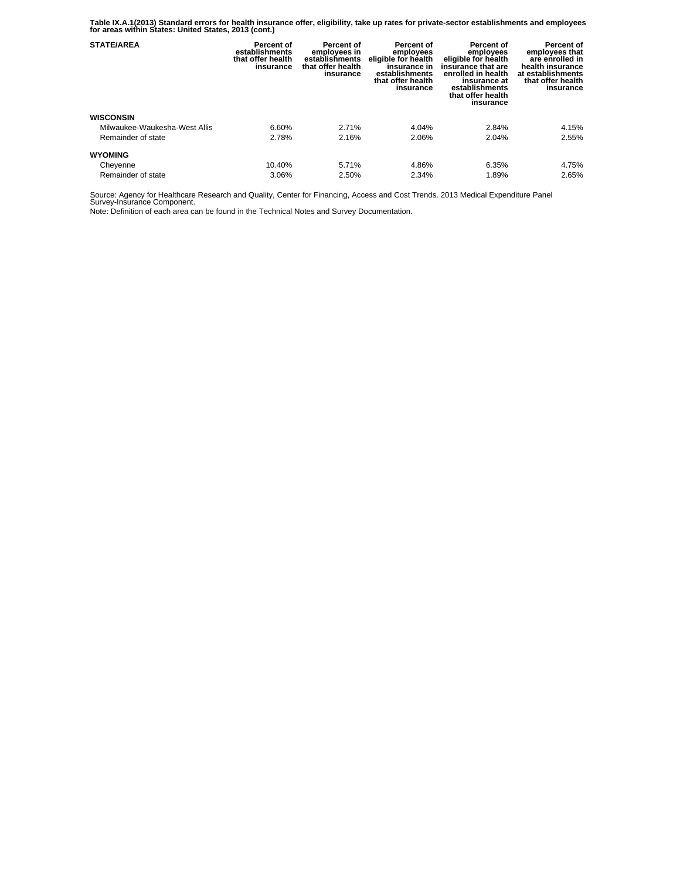**Table IX.A.1(2013) Standard errors for health insurance offer, eligibility, take up rates for private-sector establishments and employees for areas within States: United States, 2013 (cont.)**

| STATE/AREA | Percent of establishments that offer health insurance | Percent of employees in establishments that offer health insurance | Percent of employees eligible for health insurance in establishments that offer health insurance | Percent of employees eligible for health insurance that are enrolled in health insurance at establishments that offer health insurance | Percent of employees that are enrolled in health insurance at establishments that offer health insurance |
|---|---|---|---|---|---|
| **WISCONSIN** | | | | | |
| Milwaukee-Waukesha-West Allis | 6.60% | 2.71% | 4.04% | 2.84% | 4.15% |
| Remainder of state | 2.78% | 2.16% | 2.06% | 2.04% | 2.55% |
| **WYOMING** | | | | | |
| Cheyenne | 10.40% | 5.71% | 4.86% | 6.35% | 4.75% |
| Remainder of state | 3.06% | 2.50% | 2.34% | 1.89% | 2.65% |

Source: Agency for Healthcare Research and Quality, Center for Financing, Access and Cost Trends. 2013 Medical Expenditure Panel Survey-Insurance Component.

Note: Definition of each area can be found in the Technical Notes and Survey Documentation.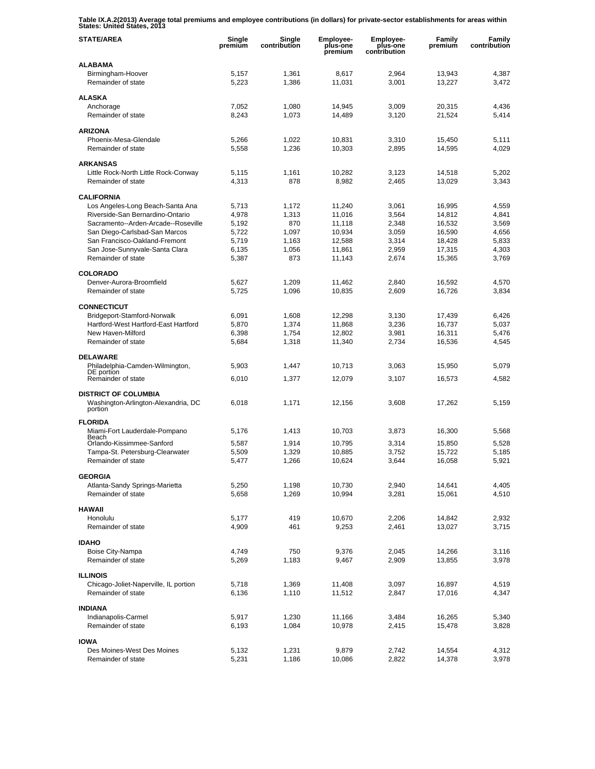**Table IX.A.2(2013) Average total premiums and employee contributions (in dollars) for private-sector establishments for areas within States: United States, 2013**

| STATE/AREA | Single premium | Single contribution | Employee-plus-one premium | Employee-plus-one contribution | Family premium | Family contribution |
|---|---|---|---|---|---|---|
| **ALABAMA** | | | | | | |
| Birmingham-Hoover | 5,157 | 1,361 | 8,617 | 2,964 | 13,943 | 4,387 |
| Remainder of state | 5,223 | 1,386 | 11,031 | 3,001 | 13,227 | 3,472 |
| **ALASKA** | | | | | | |
| Anchorage | 7,052 | 1,080 | 14,945 | 3,009 | 20,315 | 4,436 |
| Remainder of state | 8,243 | 1,073 | 14,489 | 3,120 | 21,524 | 5,414 |
| **ARIZONA** | | | | | | |
| Phoenix-Mesa-Glendale | 5,266 | 1,022 | 10,831 | 3,310 | 15,450 | 5,111 |
| Remainder of state | 5,558 | 1,236 | 10,303 | 2,895 | 14,595 | 4,029 |
| **ARKANSAS** | | | | | | |
| Little Rock-North Little Rock-Conway | 5,115 | 1,161 | 10,282 | 3,123 | 14,518 | 5,202 |
| Remainder of state | 4,313 | 878 | 8,982 | 2,465 | 13,029 | 3,343 |
| **CALIFORNIA** | | | | | | |
| Los Angeles-Long Beach-Santa Ana | 5,713 | 1,172 | 11,240 | 3,061 | 16,995 | 4,559 |
| Riverside-San Bernardino-Ontario | 4,978 | 1,313 | 11,016 | 3,564 | 14,812 | 4,841 |
| Sacramento--Arden-Arcade--Roseville | 5,192 | 870 | 11,118 | 2,348 | 16,532 | 3,569 |
| San Diego-Carlsbad-San Marcos | 5,722 | 1,097 | 10,934 | 3,059 | 16,590 | 4,656 |
| San Francisco-Oakland-Fremont | 5,719 | 1,163 | 12,588 | 3,314 | 18,428 | 5,833 |
| San Jose-Sunnyvale-Santa Clara | 6,135 | 1,056 | 11,861 | 2,959 | 17,315 | 4,303 |
| Remainder of state | 5,387 | 873 | 11,143 | 2,674 | 15,365 | 3,769 |
| **COLORADO** | | | | | | |
| Denver-Aurora-Broomfield | 5,627 | 1,209 | 11,462 | 2,840 | 16,592 | 4,570 |
| Remainder of state | 5,725 | 1,096 | 10,835 | 2,609 | 16,726 | 3,834 |
| **CONNECTICUT** | | | | | | |
| Bridgeport-Stamford-Norwalk | 6,091 | 1,608 | 12,298 | 3,130 | 17,439 | 6,426 |
| Hartford-West Hartford-East Hartford | 5,870 | 1,374 | 11,868 | 3,236 | 16,737 | 5,037 |
| New Haven-Milford | 6,398 | 1,754 | 12,802 | 3,981 | 16,311 | 5,476 |
| Remainder of state | 5,684 | 1,318 | 11,340 | 2,734 | 16,536 | 4,545 |
| **DELAWARE** | | | | | | |
| Philadelphia-Camden-Wilmington, DE portion | 5,903 | 1,447 | 10,713 | 3,063 | 15,950 | 5,079 |
| Remainder of state | 6,010 | 1,377 | 12,079 | 3,107 | 16,573 | 4,582 |
| **DISTRICT OF COLUMBIA** | | | | | | |
| Washington-Arlington-Alexandria, DC portion | 6,018 | 1,171 | 12,156 | 3,608 | 17,262 | 5,159 |
| **FLORIDA** | | | | | | |
| Miami-Fort Lauderdale-Pompano Beach | 5,176 | 1,413 | 10,703 | 3,873 | 16,300 | 5,568 |
| Orlando-Kissimmee-Sanford | 5,587 | 1,914 | 10,795 | 3,314 | 15,850 | 5,528 |
| Tampa-St. Petersburg-Clearwater | 5,509 | 1,329 | 10,885 | 3,752 | 15,722 | 5,185 |
| Remainder of state | 5,477 | 1,266 | 10,624 | 3,644 | 16,058 | 5,921 |
| **GEORGIA** | | | | | | |
| Atlanta-Sandy Springs-Marietta | 5,250 | 1,198 | 10,730 | 2,940 | 14,641 | 4,405 |
| Remainder of state | 5,658 | 1,269 | 10,994 | 3,281 | 15,061 | 4,510 |
| **HAWAII** | | | | | | |
| Honolulu | 5,177 | 419 | 10,670 | 2,206 | 14,842 | 2,932 |
| Remainder of state | 4,909 | 461 | 9,253 | 2,461 | 13,027 | 3,715 |
| **IDAHO** | | | | | | |
| Boise City-Nampa | 4,749 | 750 | 9,376 | 2,045 | 14,266 | 3,116 |
| Remainder of state | 5,269 | 1,183 | 9,467 | 2,909 | 13,855 | 3,978 |
| **ILLINOIS** | | | | | | |
| Chicago-Joliet-Naperville, IL portion | 5,718 | 1,369 | 11,408 | 3,097 | 16,897 | 4,519 |
| Remainder of state | 6,136 | 1,110 | 11,512 | 2,847 | 17,016 | 4,347 |
| **INDIANA** | | | | | | |
| Indianapolis-Carmel | 5,917 | 1,230 | 11,166 | 3,484 | 16,265 | 5,340 |
| Remainder of state | 6,193 | 1,084 | 10,978 | 2,415 | 15,478 | 3,828 |
| **IOWA** | | | | | | |
| Des Moines-West Des Moines | 5,132 | 1,231 | 9,879 | 2,742 | 14,554 | 4,312 |
| Remainder of state | 5,231 | 1,186 | 10,086 | 2,822 | 14,378 | 3,978 |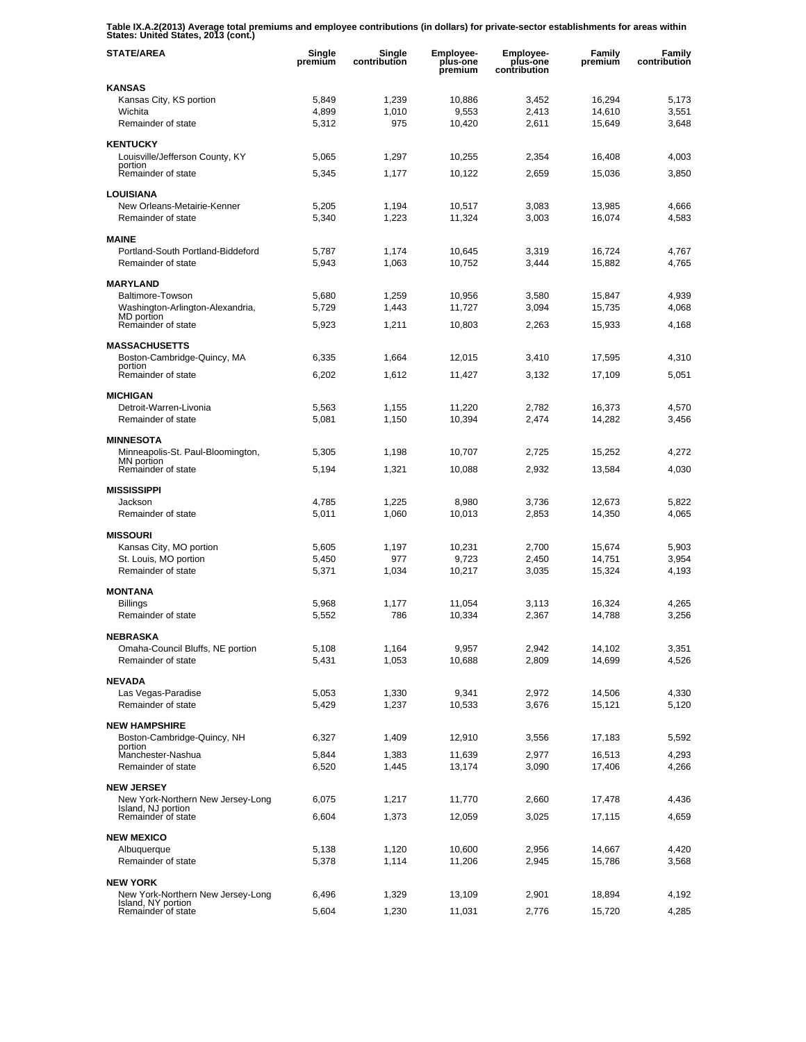**Table IX.A.2(2013) Average total premiums and employee contributions (in dollars) for private-sector establishments for areas within States: United States, 2013 (cont.)**

| STATE/AREA | Single premium | Single contribution | Employee-plus-one premium | Employee-plus-one contribution | Family premium | Family contribution |
|---|---|---|---|---|---|---|
| **KANSAS** | | | | | | |
| Kansas City, KS portion | 5,849 | 1,239 | 10,886 | 3,452 | 16,294 | 5,173 |
| Wichita | 4,899 | 1,010 | 9,553 | 2,413 | 14,610 | 3,551 |
| Remainder of state | 5,312 | 975 | 10,420 | 2,611 | 15,649 | 3,648 |
| **KENTUCKY** | | | | | | |
| Louisville/Jefferson County, KY portion | 5,065 | 1,297 | 10,255 | 2,354 | 16,408 | 4,003 |
| Remainder of state | 5,345 | 1,177 | 10,122 | 2,659 | 15,036 | 3,850 |
| **LOUISIANA** | | | | | | |
| New Orleans-Metairie-Kenner | 5,205 | 1,194 | 10,517 | 3,083 | 13,985 | 4,666 |
| Remainder of state | 5,340 | 1,223 | 11,324 | 3,003 | 16,074 | 4,583 |
| **MAINE** | | | | | | |
| Portland-South Portland-Biddeford | 5,787 | 1,174 | 10,645 | 3,319 | 16,724 | 4,767 |
| Remainder of state | 5,943 | 1,063 | 10,752 | 3,444 | 15,882 | 4,765 |
| **MARYLAND** | | | | | | |
| Baltimore-Towson | 5,680 | 1,259 | 10,956 | 3,580 | 15,847 | 4,939 |
| Washington-Arlington-Alexandria, MD portion | 5,729 | 1,443 | 11,727 | 3,094 | 15,735 | 4,068 |
| Remainder of state | 5,923 | 1,211 | 10,803 | 2,263 | 15,933 | 4,168 |
| **MASSACHUSETTS** | | | | | | |
| Boston-Cambridge-Quincy, MA portion | 6,335 | 1,664 | 12,015 | 3,410 | 17,595 | 4,310 |
| Remainder of state | 6,202 | 1,612 | 11,427 | 3,132 | 17,109 | 5,051 |
| **MICHIGAN** | | | | | | |
| Detroit-Warren-Livonia | 5,563 | 1,155 | 11,220 | 2,782 | 16,373 | 4,570 |
| Remainder of state | 5,081 | 1,150 | 10,394 | 2,474 | 14,282 | 3,456 |
| **MINNESOTA** | | | | | | |
| Minneapolis-St. Paul-Bloomington, MN portion | 5,305 | 1,198 | 10,707 | 2,725 | 15,252 | 4,272 |
| Remainder of state | 5,194 | 1,321 | 10,088 | 2,932 | 13,584 | 4,030 |
| **MISSISSIPPI** | | | | | | |
| Jackson | 4,785 | 1,225 | 8,980 | 3,736 | 12,673 | 5,822 |
| Remainder of state | 5,011 | 1,060 | 10,013 | 2,853 | 14,350 | 4,065 |
| **MISSOURI** | | | | | | |
| Kansas City, MO portion | 5,605 | 1,197 | 10,231 | 2,700 | 15,674 | 5,903 |
| St. Louis, MO portion | 5,450 | 977 | 9,723 | 2,450 | 14,751 | 3,954 |
| Remainder of state | 5,371 | 1,034 | 10,217 | 3,035 | 15,324 | 4,193 |
| **MONTANA** | | | | | | |
| Billings | 5,968 | 1,177 | 11,054 | 3,113 | 16,324 | 4,265 |
| Remainder of state | 5,552 | 786 | 10,334 | 2,367 | 14,788 | 3,256 |
| **NEBRASKA** | | | | | | |
| Omaha-Council Bluffs, NE portion | 5,108 | 1,164 | 9,957 | 2,942 | 14,102 | 3,351 |
| Remainder of state | 5,431 | 1,053 | 10,688 | 2,809 | 14,699 | 4,526 |
| **NEVADA** | | | | | | |
| Las Vegas-Paradise | 5,053 | 1,330 | 9,341 | 2,972 | 14,506 | 4,330 |
| Remainder of state | 5,429 | 1,237 | 10,533 | 3,676 | 15,121 | 5,120 |
| **NEW HAMPSHIRE** | | | | | | |
| Boston-Cambridge-Quincy, NH portion | 6,327 | 1,409 | 12,910 | 3,556 | 17,183 | 5,592 |
| Manchester-Nashua | 5,844 | 1,383 | 11,639 | 2,977 | 16,513 | 4,293 |
| Remainder of state | 6,520 | 1,445 | 13,174 | 3,090 | 17,406 | 4,266 |
| **NEW JERSEY** | | | | | | |
| New York-Northern New Jersey-Long Island, NJ portion | 6,075 | 1,217 | 11,770 | 2,660 | 17,478 | 4,436 |
| Remainder of state | 6,604 | 1,373 | 12,059 | 3,025 | 17,115 | 4,659 |
| **NEW MEXICO** | | | | | | |
| Albuquerque | 5,138 | 1,120 | 10,600 | 2,956 | 14,667 | 4,420 |
| Remainder of state | 5,378 | 1,114 | 11,206 | 2,945 | 15,786 | 3,568 |
| **NEW YORK** | | | | | | |
| New York-Northern New Jersey-Long Island, NY portion | 6,496 | 1,329 | 13,109 | 2,901 | 18,894 | 4,192 |
| Remainder of state | 5,604 | 1,230 | 11,031 | 2,776 | 15,720 | 4,285 |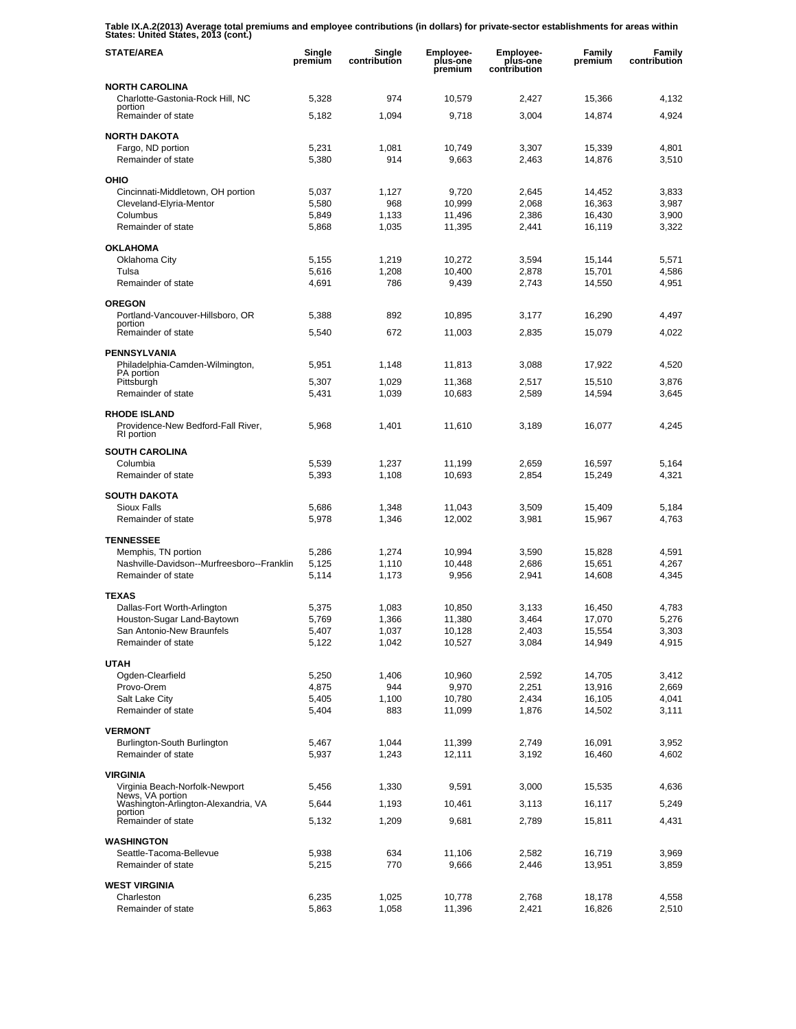**Table IX.A.2(2013) Average total premiums and employee contributions (in dollars) for private-sector establishments for areas within States: United States, 2013 (cont.)**

| STATE/AREA | Single premium | Single contribution | Employee-plus-one premium | Employee-plus-one contribution | Family premium | Family contribution |
|---|---|---|---|---|---|---|
| **NORTH CAROLINA** | | | | | | |
| Charlotte-Gastonia-Rock Hill, NC portion | 5,328 | 974 | 10,579 | 2,427 | 15,366 | 4,132 |
| Remainder of state | 5,182 | 1,094 | 9,718 | 3,004 | 14,874 | 4,924 |
| **NORTH DAKOTA** | | | | | | |
| Fargo, ND portion | 5,231 | 1,081 | 10,749 | 3,307 | 15,339 | 4,801 |
| Remainder of state | 5,380 | 914 | 9,663 | 2,463 | 14,876 | 3,510 |
| **OHIO** | | | | | | |
| Cincinnati-Middletown, OH portion | 5,037 | 1,127 | 9,720 | 2,645 | 14,452 | 3,833 |
| Cleveland-Elyria-Mentor | 5,580 | 968 | 10,999 | 2,068 | 16,363 | 3,987 |
| Columbus | 5,849 | 1,133 | 11,496 | 2,386 | 16,430 | 3,900 |
| Remainder of state | 5,868 | 1,035 | 11,395 | 2,441 | 16,119 | 3,322 |
| **OKLAHOMA** | | | | | | |
| Oklahoma City | 5,155 | 1,219 | 10,272 | 3,594 | 15,144 | 5,571 |
| Tulsa | 5,616 | 1,208 | 10,400 | 2,878 | 15,701 | 4,586 |
| Remainder of state | 4,691 | 786 | 9,439 | 2,743 | 14,550 | 4,951 |
| **OREGON** | | | | | | |
| Portland-Vancouver-Hillsboro, OR portion | 5,388 | 892 | 10,895 | 3,177 | 16,290 | 4,497 |
| Remainder of state | 5,540 | 672 | 11,003 | 2,835 | 15,079 | 4,022 |
| **PENNSYLVANIA** | | | | | | |
| Philadelphia-Camden-Wilmington, PA portion | 5,951 | 1,148 | 11,813 | 3,088 | 17,922 | 4,520 |
| Pittsburgh | 5,307 | 1,029 | 11,368 | 2,517 | 15,510 | 3,876 |
| Remainder of state | 5,431 | 1,039 | 10,683 | 2,589 | 14,594 | 3,645 |
| **RHODE ISLAND** | | | | | | |
| Providence-New Bedford-Fall River, RI portion | 5,968 | 1,401 | 11,610 | 3,189 | 16,077 | 4,245 |
| **SOUTH CAROLINA** | | | | | | |
| Columbia | 5,539 | 1,237 | 11,199 | 2,659 | 16,597 | 5,164 |
| Remainder of state | 5,393 | 1,108 | 10,693 | 2,854 | 15,249 | 4,321 |
| **SOUTH DAKOTA** | | | | | | |
| Sioux Falls | 5,686 | 1,348 | 11,043 | 3,509 | 15,409 | 5,184 |
| Remainder of state | 5,978 | 1,346 | 12,002 | 3,981 | 15,967 | 4,763 |
| **TENNESSEE** | | | | | | |
| Memphis, TN portion | 5,286 | 1,274 | 10,994 | 3,590 | 15,828 | 4,591 |
| Nashville-Davidson--Murfreesboro--Franklin | 5,125 | 1,110 | 10,448 | 2,686 | 15,651 | 4,267 |
| Remainder of state | 5,114 | 1,173 | 9,956 | 2,941 | 14,608 | 4,345 |
| **TEXAS** | | | | | | |
| Dallas-Fort Worth-Arlington | 5,375 | 1,083 | 10,850 | 3,133 | 16,450 | 4,783 |
| Houston-Sugar Land-Baytown | 5,769 | 1,366 | 11,380 | 3,464 | 17,070 | 5,276 |
| San Antonio-New Braunfels | 5,407 | 1,037 | 10,128 | 2,403 | 15,554 | 3,303 |
| Remainder of state | 5,122 | 1,042 | 10,527 | 3,084 | 14,949 | 4,915 |
| **UTAH** | | | | | | |
| Ogden-Clearfield | 5,250 | 1,406 | 10,960 | 2,592 | 14,705 | 3,412 |
| Provo-Orem | 4,875 | 944 | 9,970 | 2,251 | 13,916 | 2,669 |
| Salt Lake City | 5,405 | 1,100 | 10,780 | 2,434 | 16,105 | 4,041 |
| Remainder of state | 5,404 | 883 | 11,099 | 1,876 | 14,502 | 3,111 |
| **VERMONT** | | | | | | |
| Burlington-South Burlington | 5,467 | 1,044 | 11,399 | 2,749 | 16,091 | 3,952 |
| Remainder of state | 5,937 | 1,243 | 12,111 | 3,192 | 16,460 | 4,602 |
| **VIRGINIA** | | | | | | |
| Virginia Beach-Norfolk-Newport News, VA portion | 5,456 | 1,330 | 9,591 | 3,000 | 15,535 | 4,636 |
| Washington-Arlington-Alexandria, VA portion | 5,644 | 1,193 | 10,461 | 3,113 | 16,117 | 5,249 |
| Remainder of state | 5,132 | 1,209 | 9,681 | 2,789 | 15,811 | 4,431 |
| **WASHINGTON** | | | | | | |
| Seattle-Tacoma-Bellevue | 5,938 | 634 | 11,106 | 2,582 | 16,719 | 3,969 |
| Remainder of state | 5,215 | 770 | 9,666 | 2,446 | 13,951 | 3,859 |
| **WEST VIRGINIA** | | | | | | |
| Charleston | 6,235 | 1,025 | 10,778 | 2,768 | 18,178 | 4,558 |
| Remainder of state | 5,863 | 1,058 | 11,396 | 2,421 | 16,826 | 2,510 |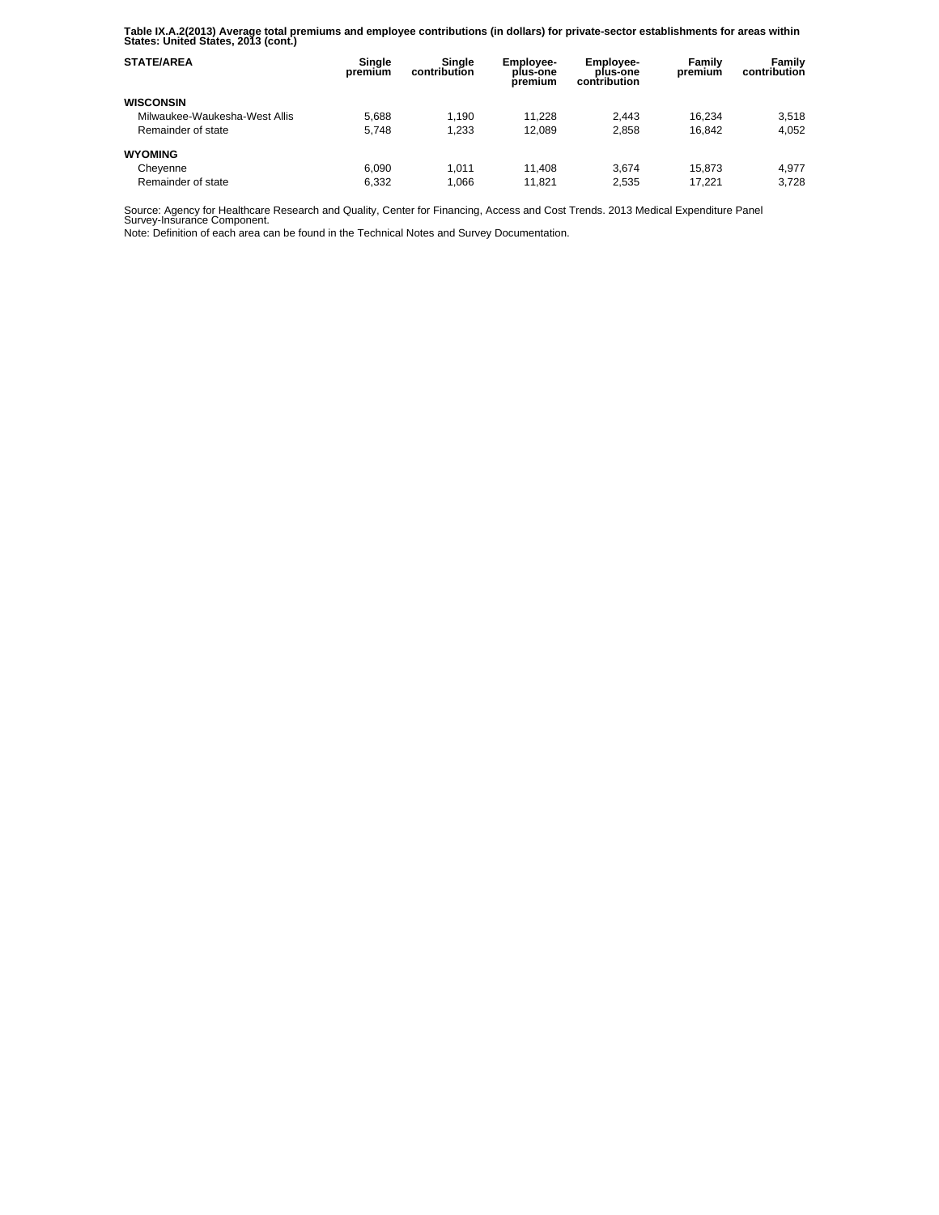**Table IX.A.2(2013) Average total premiums and employee contributions (in dollars) for private-sector establishments for areas within States: United States, 2013 (cont.)**

| STATE/AREA | Single premium | Single contribution | Employee-plus-one premium | Employee-plus-one contribution | Family premium | Family contribution |
|---|---|---|---|---|---|---|
| **WISCONSIN** | | | | | | |
| Milwaukee-Waukesha-West Allis | 5,688 | 1,190 | 11,228 | 2,443 | 16,234 | 3,518 |
| Remainder of state | 5,748 | 1,233 | 12,089 | 2,858 | 16,842 | 4,052 |
| **WYOMING** | | | | | | |
| Cheyenne | 6,090 | 1,011 | 11,408 | 3,674 | 15,873 | 4,977 |
| Remainder of state | 6,332 | 1,066 | 11,821 | 2,535 | 17,221 | 3,728 |

Source: Agency for Healthcare Research and Quality, Center for Financing, Access and Cost Trends. 2013 Medical Expenditure Panel Survey-Insurance Component.

Note: Definition of each area can be found in the Technical Notes and Survey Documentation.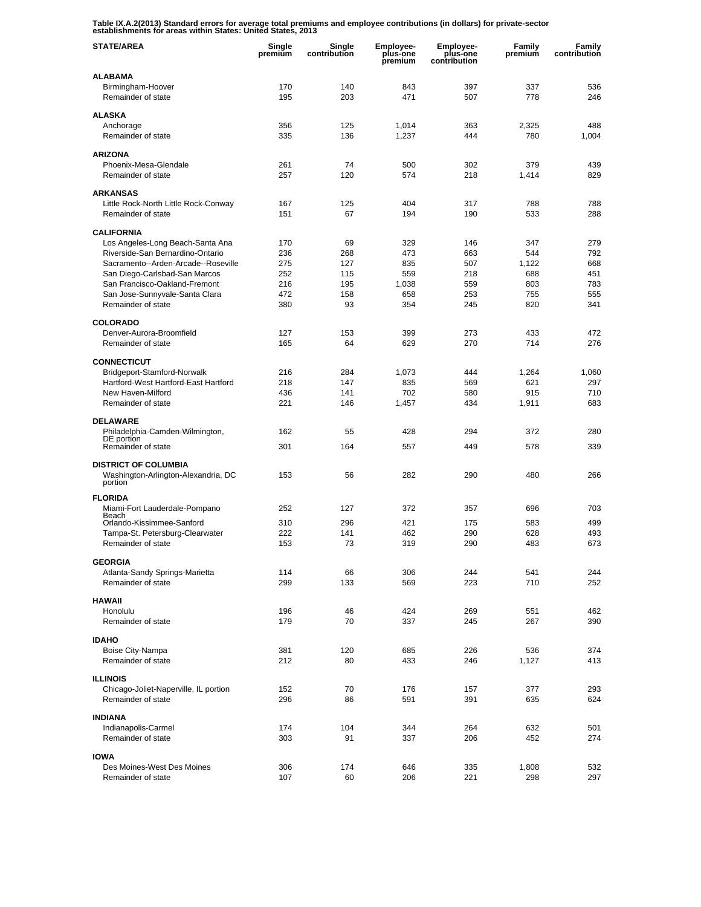**Table IX.A.2(2013) Standard errors for average total premiums and employee contributions (in dollars) for private-sector establishments for areas within States: United States, 2013**

| STATE/AREA | Single premium | Single contribution | Employee-plus-one premium | Employee-plus-one contribution | Family premium | Family contribution |
|---|---|---|---|---|---|---|
| **ALABAMA** | | | | | | |
| Birmingham-Hoover | 170 | 140 | 843 | 397 | 337 | 536 |
| Remainder of state | 195 | 203 | 471 | 507 | 778 | 246 |
| **ALASKA** | | | | | | |
| Anchorage | 356 | 125 | 1,014 | 363 | 2,325 | 488 |
| Remainder of state | 335 | 136 | 1,237 | 444 | 780 | 1,004 |
| **ARIZONA** | | | | | | |
| Phoenix-Mesa-Glendale | 261 | 74 | 500 | 302 | 379 | 439 |
| Remainder of state | 257 | 120 | 574 | 218 | 1,414 | 829 |
| **ARKANSAS** | | | | | | |
| Little Rock-North Little Rock-Conway | 167 | 125 | 404 | 317 | 788 | 788 |
| Remainder of state | 151 | 67 | 194 | 190 | 533 | 288 |
| **CALIFORNIA** | | | | | | |
| Los Angeles-Long Beach-Santa Ana | 170 | 69 | 329 | 146 | 347 | 279 |
| Riverside-San Bernardino-Ontario | 236 | 268 | 473 | 663 | 544 | 792 |
| Sacramento--Arden-Arcade--Roseville | 275 | 127 | 835 | 507 | 1,122 | 668 |
| San Diego-Carlsbad-San Marcos | 252 | 115 | 559 | 218 | 688 | 451 |
| San Francisco-Oakland-Fremont | 216 | 195 | 1,038 | 559 | 803 | 783 |
| San Jose-Sunnyvale-Santa Clara | 472 | 158 | 658 | 253 | 755 | 555 |
| Remainder of state | 380 | 93 | 354 | 245 | 820 | 341 |
| **COLORADO** | | | | | | |
| Denver-Aurora-Broomfield | 127 | 153 | 399 | 273 | 433 | 472 |
| Remainder of state | 165 | 64 | 629 | 270 | 714 | 276 |
| **CONNECTICUT** | | | | | | |
| Bridgeport-Stamford-Norwalk | 216 | 284 | 1,073 | 444 | 1,264 | 1,060 |
| Hartford-West Hartford-East Hartford | 218 | 147 | 835 | 569 | 621 | 297 |
| New Haven-Milford | 436 | 141 | 702 | 580 | 915 | 710 |
| Remainder of state | 221 | 146 | 1,457 | 434 | 1,911 | 683 |
| **DELAWARE** | | | | | | |
| Philadelphia-Camden-Wilmington, DE portion | 162 | 55 | 428 | 294 | 372 | 280 |
| Remainder of state | 301 | 164 | 557 | 449 | 578 | 339 |
| **DISTRICT OF COLUMBIA** | | | | | | |
| Washington-Arlington-Alexandria, DC portion | 153 | 56 | 282 | 290 | 480 | 266 |
| **FLORIDA** | | | | | | |
| Miami-Fort Lauderdale-Pompano Beach | 252 | 127 | 372 | 357 | 696 | 703 |
| Orlando-Kissimmee-Sanford | 310 | 296 | 421 | 175 | 583 | 499 |
| Tampa-St. Petersburg-Clearwater | 222 | 141 | 462 | 290 | 628 | 493 |
| Remainder of state | 153 | 73 | 319 | 290 | 483 | 673 |
| **GEORGIA** | | | | | | |
| Atlanta-Sandy Springs-Marietta | 114 | 66 | 306 | 244 | 541 | 244 |
| Remainder of state | 299 | 133 | 569 | 223 | 710 | 252 |
| **HAWAII** | | | | | | |
| Honolulu | 196 | 46 | 424 | 269 | 551 | 462 |
| Remainder of state | 179 | 70 | 337 | 245 | 267 | 390 |
| **IDAHO** | | | | | | |
| Boise City-Nampa | 381 | 120 | 685 | 226 | 536 | 374 |
| Remainder of state | 212 | 80 | 433 | 246 | 1,127 | 413 |
| **ILLINOIS** | | | | | | |
| Chicago-Joliet-Naperville, IL portion | 152 | 70 | 176 | 157 | 377 | 293 |
| Remainder of state | 296 | 86 | 591 | 391 | 635 | 624 |
| **INDIANA** | | | | | | |
| Indianapolis-Carmel | 174 | 104 | 344 | 264 | 632 | 501 |
| Remainder of state | 303 | 91 | 337 | 206 | 452 | 274 |
| **IOWA** | | | | | | |
| Des Moines-West Des Moines | 306 | 174 | 646 | 335 | 1,808 | 532 |
| Remainder of state | 107 | 60 | 206 | 221 | 298 | 297 |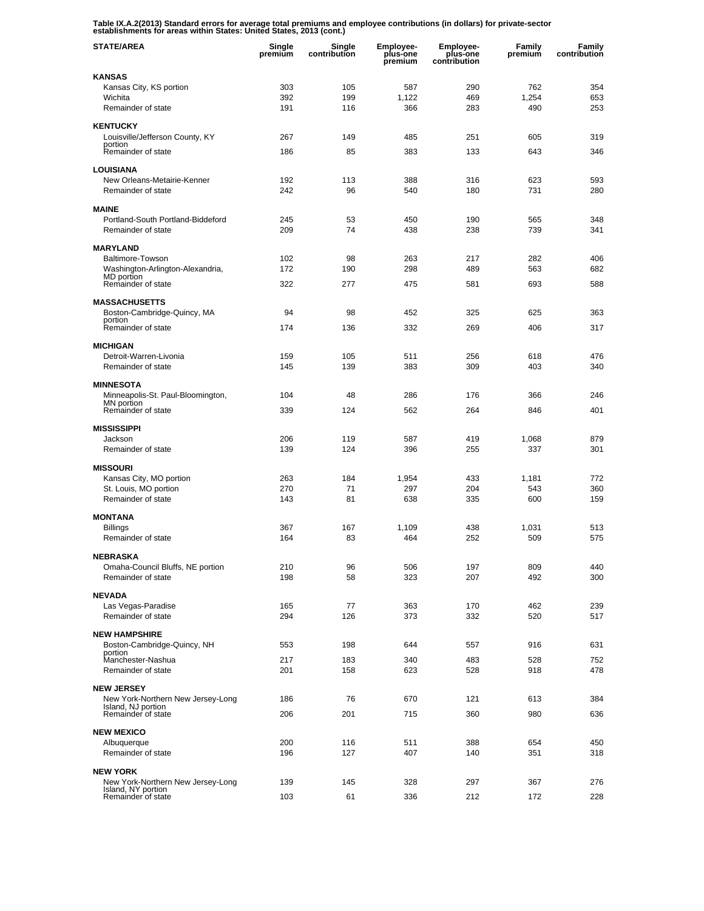**Table IX.A.2(2013) Standard errors for average total premiums and employee contributions (in dollars) for private-sector establishments for areas within States: United States, 2013 (cont.)**

| STATE/AREA | Single premium | Single contribution | Employee-plus-one premium | Employee-plus-one contribution | Family premium | Family contribution |
|---|---|---|---|---|---|---|
| **KANSAS** | | | | | | |
| Kansas City, KS portion | 303 | 105 | 587 | 290 | 762 | 354 |
| Wichita | 392 | 199 | 1,122 | 469 | 1,254 | 653 |
| Remainder of state | 191 | 116 | 366 | 283 | 490 | 253 |
| **KENTUCKY** | | | | | | |
| Louisville/Jefferson County, KY portion | 267 | 149 | 485 | 251 | 605 | 319 |
| Remainder of state | 186 | 85 | 383 | 133 | 643 | 346 |
| **LOUISIANA** | | | | | | |
| New Orleans-Metairie-Kenner | 192 | 113 | 388 | 316 | 623 | 593 |
| Remainder of state | 242 | 96 | 540 | 180 | 731 | 280 |
| **MAINE** | | | | | | |
| Portland-South Portland-Biddeford | 245 | 53 | 450 | 190 | 565 | 348 |
| Remainder of state | 209 | 74 | 438 | 238 | 739 | 341 |
| **MARYLAND** | | | | | | |
| Baltimore-Towson | 102 | 98 | 263 | 217 | 282 | 406 |
| Washington-Arlington-Alexandria, MD portion | 172 | 190 | 298 | 489 | 563 | 682 |
| Remainder of state | 322 | 277 | 475 | 581 | 693 | 588 |
| **MASSACHUSETTS** | | | | | | |
| Boston-Cambridge-Quincy, MA portion | 94 | 98 | 452 | 325 | 625 | 363 |
| Remainder of state | 174 | 136 | 332 | 269 | 406 | 317 |
| **MICHIGAN** | | | | | | |
| Detroit-Warren-Livonia | 159 | 105 | 511 | 256 | 618 | 476 |
| Remainder of state | 145 | 139 | 383 | 309 | 403 | 340 |
| **MINNESOTA** | | | | | | |
| Minneapolis-St. Paul-Bloomington, MN portion | 104 | 48 | 286 | 176 | 366 | 246 |
| Remainder of state | 339 | 124 | 562 | 264 | 846 | 401 |
| **MISSISSIPPI** | | | | | | |
| Jackson | 206 | 119 | 587 | 419 | 1,068 | 879 |
| Remainder of state | 139 | 124 | 396 | 255 | 337 | 301 |
| **MISSOURI** | | | | | | |
| Kansas City, MO portion | 263 | 184 | 1,954 | 433 | 1,181 | 772 |
| St. Louis, MO portion | 270 | 71 | 297 | 204 | 543 | 360 |
| Remainder of state | 143 | 81 | 638 | 335 | 600 | 159 |
| **MONTANA** | | | | | | |
| Billings | 367 | 167 | 1,109 | 438 | 1,031 | 513 |
| Remainder of state | 164 | 83 | 464 | 252 | 509 | 575 |
| **NEBRASKA** | | | | | | |
| Omaha-Council Bluffs, NE portion | 210 | 96 | 506 | 197 | 809 | 440 |
| Remainder of state | 198 | 58 | 323 | 207 | 492 | 300 |
| **NEVADA** | | | | | | |
| Las Vegas-Paradise | 165 | 77 | 363 | 170 | 462 | 239 |
| Remainder of state | 294 | 126 | 373 | 332 | 520 | 517 |
| **NEW HAMPSHIRE** | | | | | | |
| Boston-Cambridge-Quincy, NH portion | 553 | 198 | 644 | 557 | 916 | 631 |
| Manchester-Nashua | 217 | 183 | 340 | 483 | 528 | 752 |
| Remainder of state | 201 | 158 | 623 | 528 | 918 | 478 |
| **NEW JERSEY** | | | | | | |
| New York-Northern New Jersey-Long Island, NJ portion | 186 | 76 | 670 | 121 | 613 | 384 |
| Remainder of state | 206 | 201 | 715 | 360 | 980 | 636 |
| **NEW MEXICO** | | | | | | |
| Albuquerque | 200 | 116 | 511 | 388 | 654 | 450 |
| Remainder of state | 196 | 127 | 407 | 140 | 351 | 318 |
| **NEW YORK** | | | | | | |
| New York-Northern New Jersey-Long Island, NY portion | 139 | 145 | 328 | 297 | 367 | 276 |
| Remainder of state | 103 | 61 | 336 | 212 | 172 | 228 |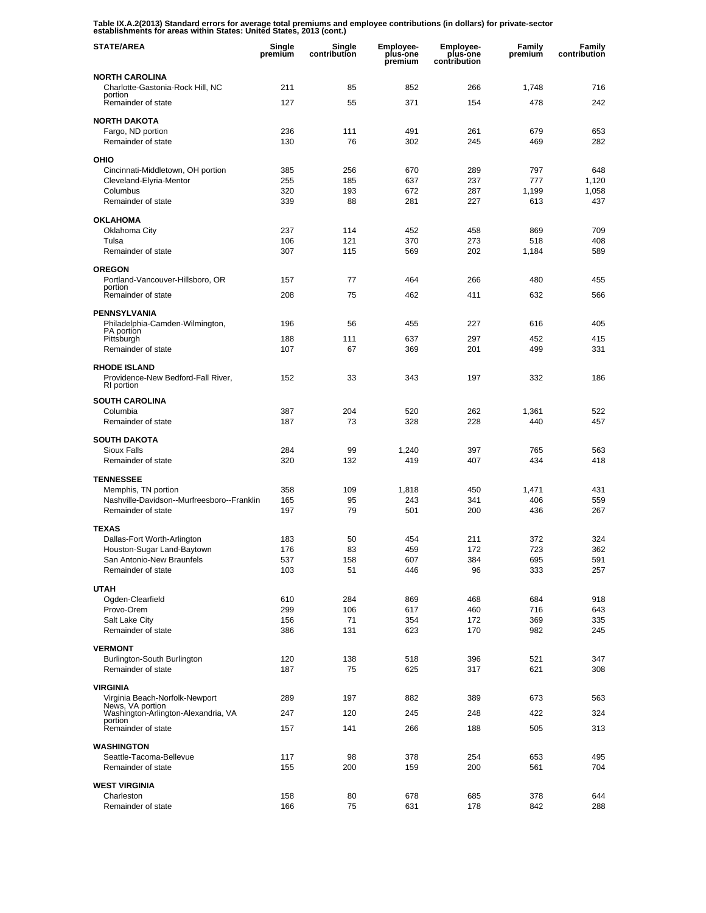**Table IX.A.2(2013) Standard errors for average total premiums and employee contributions (in dollars) for private-sector establishments for areas within States: United States, 2013 (cont.)**

| STATE/AREA | Single premium | Single contribution | Employee-plus-one premium | Employee-plus-one contribution | Family premium | Family contribution |
|---|---|---|---|---|---|---|
| **NORTH CAROLINA** | | | | | | |
| Charlotte-Gastonia-Rock Hill, NC portion | 211 | 85 | 852 | 266 | 1,748 | 716 |
| Remainder of state | 127 | 55 | 371 | 154 | 478 | 242 |
| **NORTH DAKOTA** | | | | | | |
| Fargo, ND portion | 236 | 111 | 491 | 261 | 679 | 653 |
| Remainder of state | 130 | 76 | 302 | 245 | 469 | 282 |
| **OHIO** | | | | | | |
| Cincinnati-Middletown, OH portion | 385 | 256 | 670 | 289 | 797 | 648 |
| Cleveland-Elyria-Mentor | 255 | 185 | 637 | 237 | 777 | 1,120 |
| Columbus | 320 | 193 | 672 | 287 | 1,199 | 1,058 |
| Remainder of state | 339 | 88 | 281 | 227 | 613 | 437 |
| **OKLAHOMA** | | | | | | |
| Oklahoma City | 237 | 114 | 452 | 458 | 869 | 709 |
| Tulsa | 106 | 121 | 370 | 273 | 518 | 408 |
| Remainder of state | 307 | 115 | 569 | 202 | 1,184 | 589 |
| **OREGON** | | | | | | |
| Portland-Vancouver-Hillsboro, OR portion | 157 | 77 | 464 | 266 | 480 | 455 |
| Remainder of state | 208 | 75 | 462 | 411 | 632 | 566 |
| **PENNSYLVANIA** | | | | | | |
| Philadelphia-Camden-Wilmington, PA portion | 196 | 56 | 455 | 227 | 616 | 405 |
| Pittsburgh | 188 | 111 | 637 | 297 | 452 | 415 |
| Remainder of state | 107 | 67 | 369 | 201 | 499 | 331 |
| **RHODE ISLAND** | | | | | | |
| Providence-New Bedford-Fall River, RI portion | 152 | 33 | 343 | 197 | 332 | 186 |
| **SOUTH CAROLINA** | | | | | | |
| Columbia | 387 | 204 | 520 | 262 | 1,361 | 522 |
| Remainder of state | 187 | 73 | 328 | 228 | 440 | 457 |
| **SOUTH DAKOTA** | | | | | | |
| Sioux Falls | 284 | 99 | 1,240 | 397 | 765 | 563 |
| Remainder of state | 320 | 132 | 419 | 407 | 434 | 418 |
| **TENNESSEE** | | | | | | |
| Memphis, TN portion | 358 | 109 | 1,818 | 450 | 1,471 | 431 |
| Nashville-Davidson--Murfreesboro--Franklin | 165 | 95 | 243 | 341 | 406 | 559 |
| Remainder of state | 197 | 79 | 501 | 200 | 436 | 267 |
| **TEXAS** | | | | | | |
| Dallas-Fort Worth-Arlington | 183 | 50 | 454 | 211 | 372 | 324 |
| Houston-Sugar Land-Baytown | 176 | 83 | 459 | 172 | 723 | 362 |
| San Antonio-New Braunfels | 537 | 158 | 607 | 384 | 695 | 591 |
| Remainder of state | 103 | 51 | 446 | 96 | 333 | 257 |
| **UTAH** | | | | | | |
| Ogden-Clearfield | 610 | 284 | 869 | 468 | 684 | 918 |
| Provo-Orem | 299 | 106 | 617 | 460 | 716 | 643 |
| Salt Lake City | 156 | 71 | 354 | 172 | 369 | 335 |
| Remainder of state | 386 | 131 | 623 | 170 | 982 | 245 |
| **VERMONT** | | | | | | |
| Burlington-South Burlington | 120 | 138 | 518 | 396 | 521 | 347 |
| Remainder of state | 187 | 75 | 625 | 317 | 621 | 308 |
| **VIRGINIA** | | | | | | |
| Virginia Beach-Norfolk-Newport News, VA portion | 289 | 197 | 882 | 389 | 673 | 563 |
| Washington-Arlington-Alexandria, VA portion | 247 | 120 | 245 | 248 | 422 | 324 |
| Remainder of state | 157 | 141 | 266 | 188 | 505 | 313 |
| **WASHINGTON** | | | | | | |
| Seattle-Tacoma-Bellevue | 117 | 98 | 378 | 254 | 653 | 495 |
| Remainder of state | 155 | 200 | 159 | 200 | 561 | 704 |
| **WEST VIRGINIA** | | | | | | |
| Charleston | 158 | 80 | 678 | 685 | 378 | 644 |
| Remainder of state | 166 | 75 | 631 | 178 | 842 | 288 |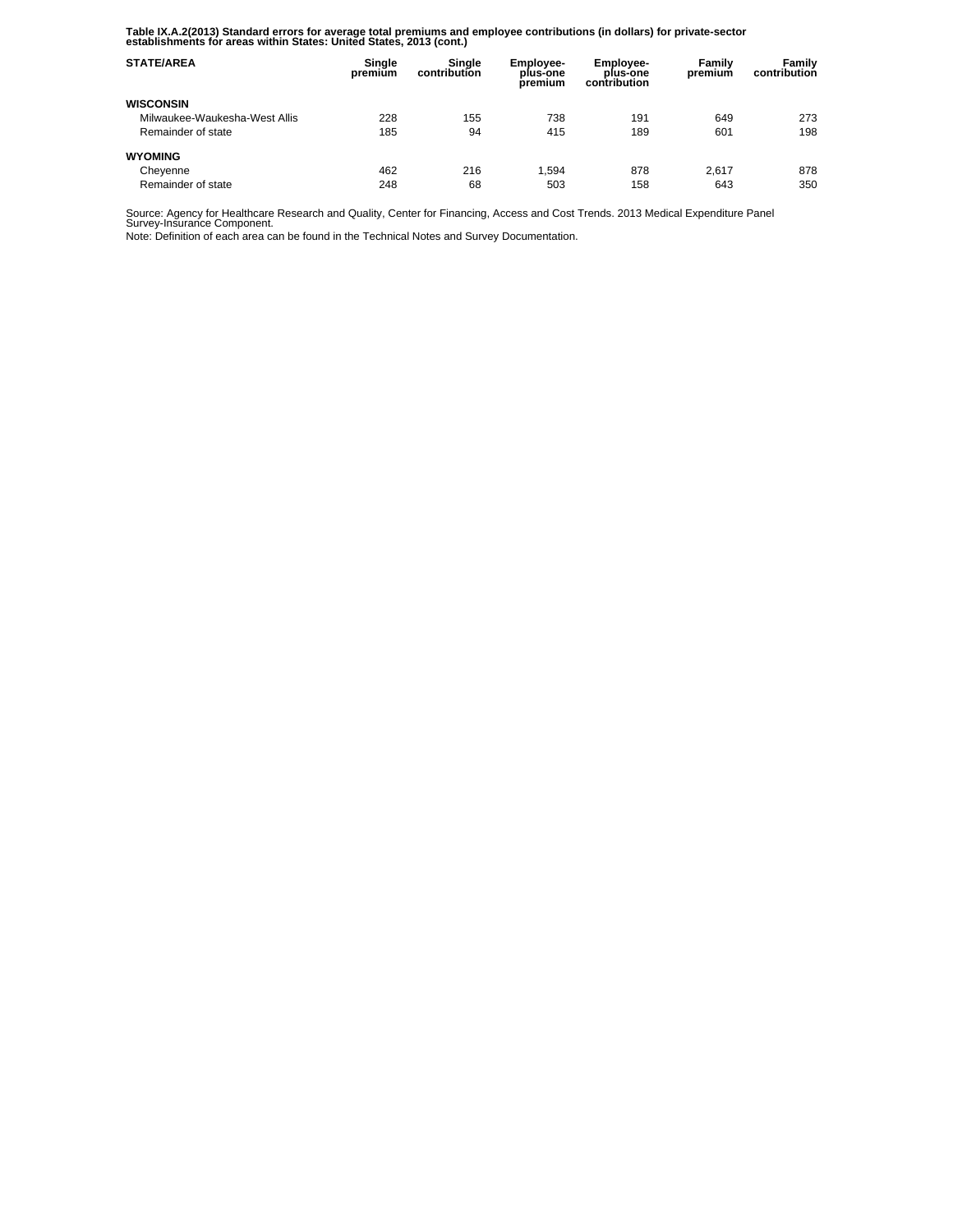**Table IX.A.2(2013) Standard errors for average total premiums and employee contributions (in dollars) for private-sector establishments for areas within States: United States, 2013 (cont.)**

| STATE/AREA | Single premium | Single contribution | Employee-plus-one premium | Employee-plus-one contribution | Family premium | Family contribution |
|---|---|---|---|---|---|---|
| **WISCONSIN** | | | | | | |
| Milwaukee-Waukesha-West Allis | 228 | 155 | 738 | 191 | 649 | 273 |
| Remainder of state | 185 | 94 | 415 | 189 | 601 | 198 |
| **WYOMING** | | | | | | |
| Cheyenne | 462 | 216 | 1,594 | 878 | 2,617 | 878 |
| Remainder of state | 248 | 68 | 503 | 158 | 643 | 350 |

Source: Agency for Healthcare Research and Quality, Center for Financing, Access and Cost Trends. 2013 Medical Expenditure Panel Survey-Insurance Component.

Note: Definition of each area can be found in the Technical Notes and Survey Documentation.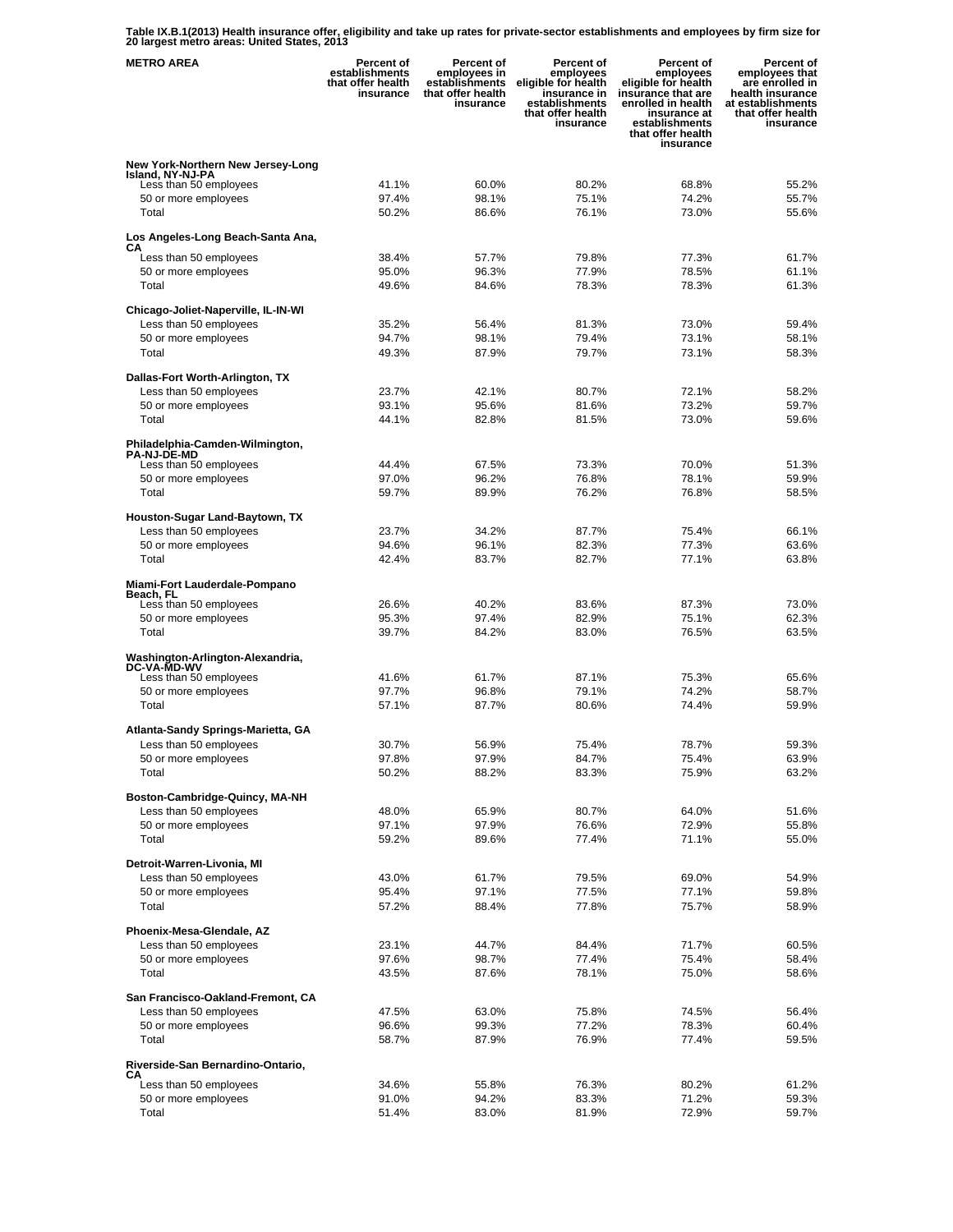**Table IX.B.1(2013) Health insurance offer, eligibility and take up rates for private-sector establishments and employees by firm size for 20 largest metro areas: United States, 2013**

| METRO AREA | Percent of establishments that offer health insurance | Percent of employees in establishments that offer health insurance | Percent of employees eligible for health insurance in establishments that offer health insurance | Percent of employees eligible for health insurance that are enrolled in health insurance at establishments that offer health insurance | Percent of employees that are enrolled in health insurance at establishments that offer health insurance |
|---|---|---|---|---|---|
| **New York-Northern New Jersey-Long Island, NY-NJ-PA** | | | | | |
| Less than 50 employees | 41.1% | 60.0% | 80.2% | 68.8% | 55.2% |
| 50 or more employees | 97.4% | 98.1% | 75.1% | 74.2% | 55.7% |
| Total | 50.2% | 86.6% | 76.1% | 73.0% | 55.6% |
| **Los Angeles-Long Beach-Santa Ana, CA** | | | | | |
| Less than 50 employees | 38.4% | 57.7% | 79.8% | 77.3% | 61.7% |
| 50 or more employees | 95.0% | 96.3% | 77.9% | 78.5% | 61.1% |
| Total | 49.6% | 84.6% | 78.3% | 78.3% | 61.3% |
| **Chicago-Joliet-Naperville, IL-IN-WI** | | | | | |
| Less than 50 employees | 35.2% | 56.4% | 81.3% | 73.0% | 59.4% |
| 50 or more employees | 94.7% | 98.1% | 79.4% | 73.1% | 58.1% |
| Total | 49.3% | 87.9% | 79.7% | 73.1% | 58.3% |
| **Dallas-Fort Worth-Arlington, TX** | | | | | |
| Less than 50 employees | 23.7% | 42.1% | 80.7% | 72.1% | 58.2% |
| 50 or more employees | 93.1% | 95.6% | 81.6% | 73.2% | 59.7% |
| Total | 44.1% | 82.8% | 81.5% | 73.0% | 59.6% |
| **Philadelphia-Camden-Wilmington, PA-NJ-DE-MD** | | | | | |
| Less than 50 employees | 44.4% | 67.5% | 73.3% | 70.0% | 51.3% |
| 50 or more employees | 97.0% | 96.2% | 76.8% | 78.1% | 59.9% |
| Total | 59.7% | 89.9% | 76.2% | 76.8% | 58.5% |
| **Houston-Sugar Land-Baytown, TX** | | | | | |
| Less than 50 employees | 23.7% | 34.2% | 87.7% | 75.4% | 66.1% |
| 50 or more employees | 94.6% | 96.1% | 82.3% | 77.3% | 63.6% |
| Total | 42.4% | 83.7% | 82.7% | 77.1% | 63.8% |
| **Miami-Fort Lauderdale-Pompano Beach, FL** | | | | | |
| Less than 50 employees | 26.6% | 40.2% | 83.6% | 87.3% | 73.0% |
| 50 or more employees | 95.3% | 97.4% | 82.9% | 75.1% | 62.3% |
| Total | 39.7% | 84.2% | 83.0% | 76.5% | 63.5% |
| **Washington-Arlington-Alexandria, DC-VA-MD-WV** | | | | | |
| Less than 50 employees | 41.6% | 61.7% | 87.1% | 75.3% | 65.6% |
| 50 or more employees | 97.7% | 96.8% | 79.1% | 74.2% | 58.7% |
| Total | 57.1% | 87.7% | 80.6% | 74.4% | 59.9% |
| **Atlanta-Sandy Springs-Marietta, GA** | | | | | |
| Less than 50 employees | 30.7% | 56.9% | 75.4% | 78.7% | 59.3% |
| 50 or more employees | 97.8% | 97.9% | 84.7% | 75.4% | 63.9% |
| Total | 50.2% | 88.2% | 83.3% | 75.9% | 63.2% |
| **Boston-Cambridge-Quincy, MA-NH** | | | | | |
| Less than 50 employees | 48.0% | 65.9% | 80.7% | 64.0% | 51.6% |
| 50 or more employees | 97.1% | 97.9% | 76.6% | 72.9% | 55.8% |
| Total | 59.2% | 89.6% | 77.4% | 71.1% | 55.0% |
| **Detroit-Warren-Livonia, MI** | | | | | |
| Less than 50 employees | 43.0% | 61.7% | 79.5% | 69.0% | 54.9% |
| 50 or more employees | 95.4% | 97.1% | 77.5% | 77.1% | 59.8% |
| Total | 57.2% | 88.4% | 77.8% | 75.7% | 58.9% |
| **Phoenix-Mesa-Glendale, AZ** | | | | | |
| Less than 50 employees | 23.1% | 44.7% | 84.4% | 71.7% | 60.5% |
| 50 or more employees | 97.6% | 98.7% | 77.4% | 75.4% | 58.4% |
| Total | 43.5% | 87.6% | 78.1% | 75.0% | 58.6% |
| **San Francisco-Oakland-Fremont, CA** | | | | | |
| Less than 50 employees | 47.5% | 63.0% | 75.8% | 74.5% | 56.4% |
| 50 or more employees | 96.6% | 99.3% | 77.2% | 78.3% | 60.4% |
| Total | 58.7% | 87.9% | 76.9% | 77.4% | 59.5% |
| **Riverside-San Bernardino-Ontario, CA** | | | | | |
| Less than 50 employees | 34.6% | 55.8% | 76.3% | 80.2% | 61.2% |
| 50 or more employees | 91.0% | 94.2% | 83.3% | 71.2% | 59.3% |
| Total | 51.4% | 83.0% | 81.9% | 72.9% | 59.7% |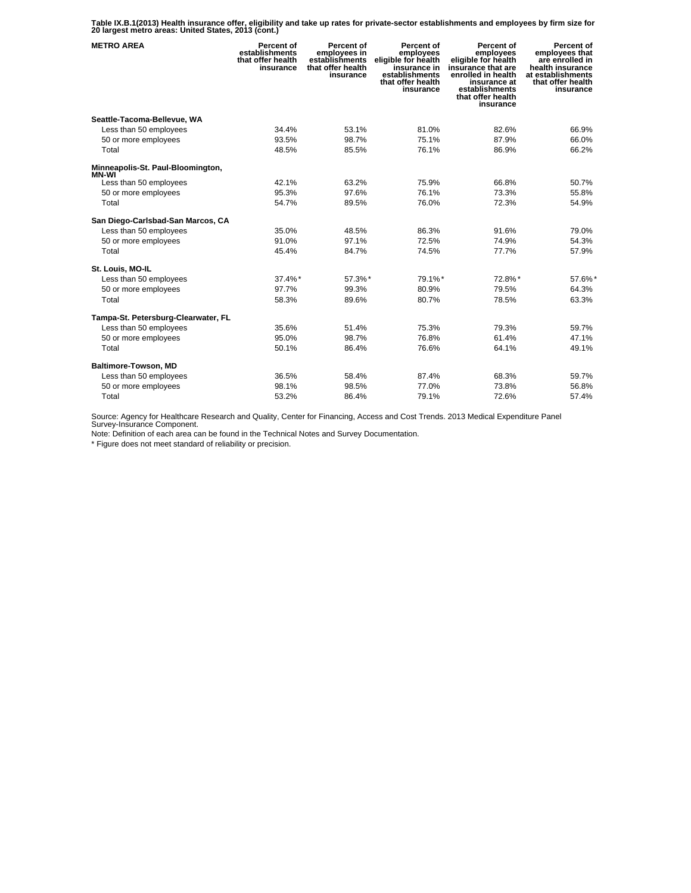**Table IX.B.1(2013) Health insurance offer, eligibility and take up rates for private-sector establishments and employees by firm size for 20 largest metro areas: United States, 2013 (cont.)**

| METRO AREA | Percent of establishments that offer health insurance | Percent of employees in establishments that offer health insurance | Percent of employees eligible for health insurance in establishments that offer health insurance | Percent of employees eligible for health insurance that are enrolled in health insurance at establishments that offer health insurance | Percent of employees that are enrolled in health insurance at establishments that offer health insurance |
|---|---|---|---|---|---|
| **Seattle-Tacoma-Bellevue, WA** | | | | | |
| Less than 50 employees | 34.4% | 53.1% | 81.0% | 82.6% | 66.9% |
| 50 or more employees | 93.5% | 98.7% | 75.1% | 87.9% | 66.0% |
| Total | 48.5% | 85.5% | 76.1% | 86.9% | 66.2% |
| **Minneapolis-St. Paul-Bloomington, MN-WI** | | | | | |
| Less than 50 employees | 42.1% | 63.2% | 75.9% | 66.8% | 50.7% |
| 50 or more employees | 95.3% | 97.6% | 76.1% | 73.3% | 55.8% |
| Total | 54.7% | 89.5% | 76.0% | 72.3% | 54.9% |
| **San Diego-Carlsbad-San Marcos, CA** | | | | | |
| Less than 50 employees | 35.0% | 48.5% | 86.3% | 91.6% | 79.0% |
| 50 or more employees | 91.0% | 97.1% | 72.5% | 74.9% | 54.3% |
| Total | 45.4% | 84.7% | 74.5% | 77.7% | 57.9% |
| **St. Louis, MO-IL** | | | | | |
| Less than 50 employees | 37.4%* | 57.3%* | 79.1%* | 72.8%* | 57.6%* |
| 50 or more employees | 97.7% | 99.3% | 80.9% | 79.5% | 64.3% |
| Total | 58.3% | 89.6% | 80.7% | 78.5% | 63.3% |
| **Tampa-St. Petersburg-Clearwater, FL** | | | | | |
| Less than 50 employees | 35.6% | 51.4% | 75.3% | 79.3% | 59.7% |
| 50 or more employees | 95.0% | 98.7% | 76.8% | 61.4% | 47.1% |
| Total | 50.1% | 86.4% | 76.6% | 64.1% | 49.1% |
| **Baltimore-Towson, MD** | | | | | |
| Less than 50 employees | 36.5% | 58.4% | 87.4% | 68.3% | 59.7% |
| 50 or more employees | 98.1% | 98.5% | 77.0% | 73.8% | 56.8% |
| Total | 53.2% | 86.4% | 79.1% | 72.6% | 57.4% |

Source: Agency for Healthcare Research and Quality, Center for Financing, Access and Cost Trends. 2013 Medical Expenditure Panel Survey-Insurance Component.

Note: Definition of each area can be found in the Technical Notes and Survey Documentation.

* Figure does not meet standard of reliability or precision.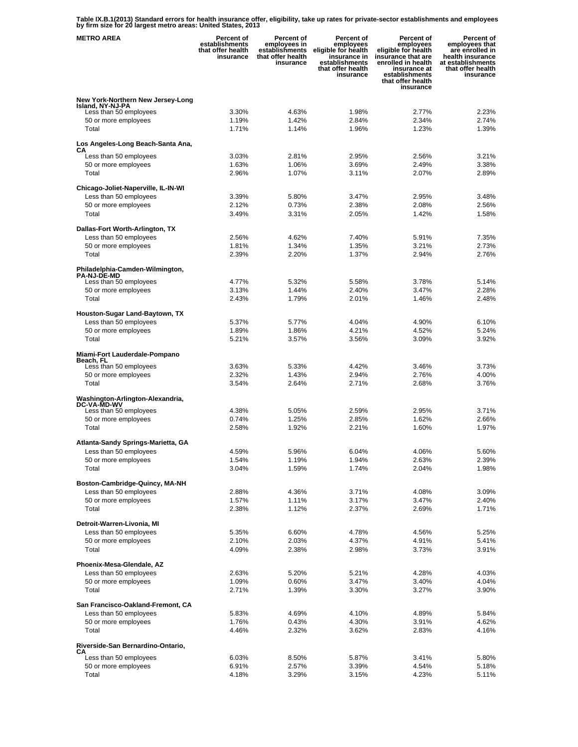**Table IX.B.1(2013) Standard errors for health insurance offer, eligibility, take up rates for private-sector establishments and employees by firm size for 20 largest metro areas: United States, 2013**

| METRO AREA | Percent of establishments that offer health insurance | Percent of employees in establishments that offer health insurance | Percent of employees eligible for health insurance in establishments that offer health insurance | Percent of employees eligible for health insurance that are enrolled in health insurance at establishments that offer health insurance | Percent of employees that are enrolled in health insurance at establishments that offer health insurance |
|---|---|---|---|---|---|
| **New York-Northern New Jersey-Long Island, NY-NJ-PA** | | | | | |
| Less than 50 employees | 3.30% | 4.63% | 1.98% | 2.77% | 2.23% |
| 50 or more employees | 1.19% | 1.42% | 2.84% | 2.34% | 2.74% |
| Total | 1.71% | 1.14% | 1.96% | 1.23% | 1.39% |
| **Los Angeles-Long Beach-Santa Ana, CA** | | | | | |
| Less than 50 employees | 3.03% | 2.81% | 2.95% | 2.56% | 3.21% |
| 50 or more employees | 1.63% | 1.06% | 3.69% | 2.49% | 3.38% |
| Total | 2.96% | 1.07% | 3.11% | 2.07% | 2.89% |
| **Chicago-Joliet-Naperville, IL-IN-WI** | | | | | |
| Less than 50 employees | 3.39% | 5.80% | 3.47% | 2.95% | 3.48% |
| 50 or more employees | 2.12% | 0.73% | 2.38% | 2.08% | 2.56% |
| Total | 3.49% | 3.31% | 2.05% | 1.42% | 1.58% |
| **Dallas-Fort Worth-Arlington, TX** | | | | | |
| Less than 50 employees | 2.56% | 4.62% | 7.40% | 5.91% | 7.35% |
| 50 or more employees | 1.81% | 1.34% | 1.35% | 3.21% | 2.73% |
| Total | 2.39% | 2.20% | 1.37% | 2.94% | 2.76% |
| **Philadelphia-Camden-Wilmington, PA-NJ-DE-MD** | | | | | |
| Less than 50 employees | 4.77% | 5.32% | 5.58% | 3.78% | 5.14% |
| 50 or more employees | 3.13% | 1.44% | 2.40% | 3.47% | 2.28% |
| Total | 2.43% | 1.79% | 2.01% | 1.46% | 2.48% |
| **Houston-Sugar Land-Baytown, TX** | | | | | |
| Less than 50 employees | 5.37% | 5.77% | 4.04% | 4.90% | 6.10% |
| 50 or more employees | 1.89% | 1.86% | 4.21% | 4.52% | 5.24% |
| Total | 5.21% | 3.57% | 3.56% | 3.09% | 3.92% |
| **Miami-Fort Lauderdale-Pompano Beach, FL** | | | | | |
| Less than 50 employees | 3.63% | 5.33% | 4.42% | 3.46% | 3.73% |
| 50 or more employees | 2.32% | 1.43% | 2.94% | 2.76% | 4.00% |
| Total | 3.54% | 2.64% | 2.71% | 2.68% | 3.76% |
| **Washington-Arlington-Alexandria, DC-VA-MD-WV** | | | | | |
| Less than 50 employees | 4.38% | 5.05% | 2.59% | 2.95% | 3.71% |
| 50 or more employees | 0.74% | 1.25% | 2.85% | 1.62% | 2.66% |
| Total | 2.58% | 1.92% | 2.21% | 1.60% | 1.97% |
| **Atlanta-Sandy Springs-Marietta, GA** | | | | | |
| Less than 50 employees | 4.59% | 5.96% | 6.04% | 4.06% | 5.60% |
| 50 or more employees | 1.54% | 1.19% | 1.94% | 2.63% | 2.39% |
| Total | 3.04% | 1.59% | 1.74% | 2.04% | 1.98% |
| **Boston-Cambridge-Quincy, MA-NH** | | | | | |
| Less than 50 employees | 2.88% | 4.36% | 3.71% | 4.08% | 3.09% |
| 50 or more employees | 1.57% | 1.11% | 3.17% | 3.47% | 2.40% |
| Total | 2.38% | 1.12% | 2.37% | 2.69% | 1.71% |
| **Detroit-Warren-Livonia, MI** | | | | | |
| Less than 50 employees | 5.35% | 6.60% | 4.78% | 4.56% | 5.25% |
| 50 or more employees | 2.10% | 2.03% | 4.37% | 4.91% | 5.41% |
| Total | 4.09% | 2.38% | 2.98% | 3.73% | 3.91% |
| **Phoenix-Mesa-Glendale, AZ** | | | | | |
| Less than 50 employees | 2.63% | 5.20% | 5.21% | 4.28% | 4.03% |
| 50 or more employees | 1.09% | 0.60% | 3.47% | 3.40% | 4.04% |
| Total | 2.71% | 1.39% | 3.30% | 3.27% | 3.90% |
| **San Francisco-Oakland-Fremont, CA** | | | | | |
| Less than 50 employees | 5.83% | 4.69% | 4.10% | 4.89% | 5.84% |
| 50 or more employees | 1.76% | 0.43% | 4.30% | 3.91% | 4.62% |
| Total | 4.46% | 2.32% | 3.62% | 2.83% | 4.16% |
| **Riverside-San Bernardino-Ontario, CA** | | | | | |
| Less than 50 employees | 6.03% | 8.50% | 5.87% | 3.41% | 5.80% |
| 50 or more employees | 6.91% | 2.57% | 3.39% | 4.54% | 5.18% |
| Total | 4.18% | 3.29% | 3.15% | 4.23% | 5.11% |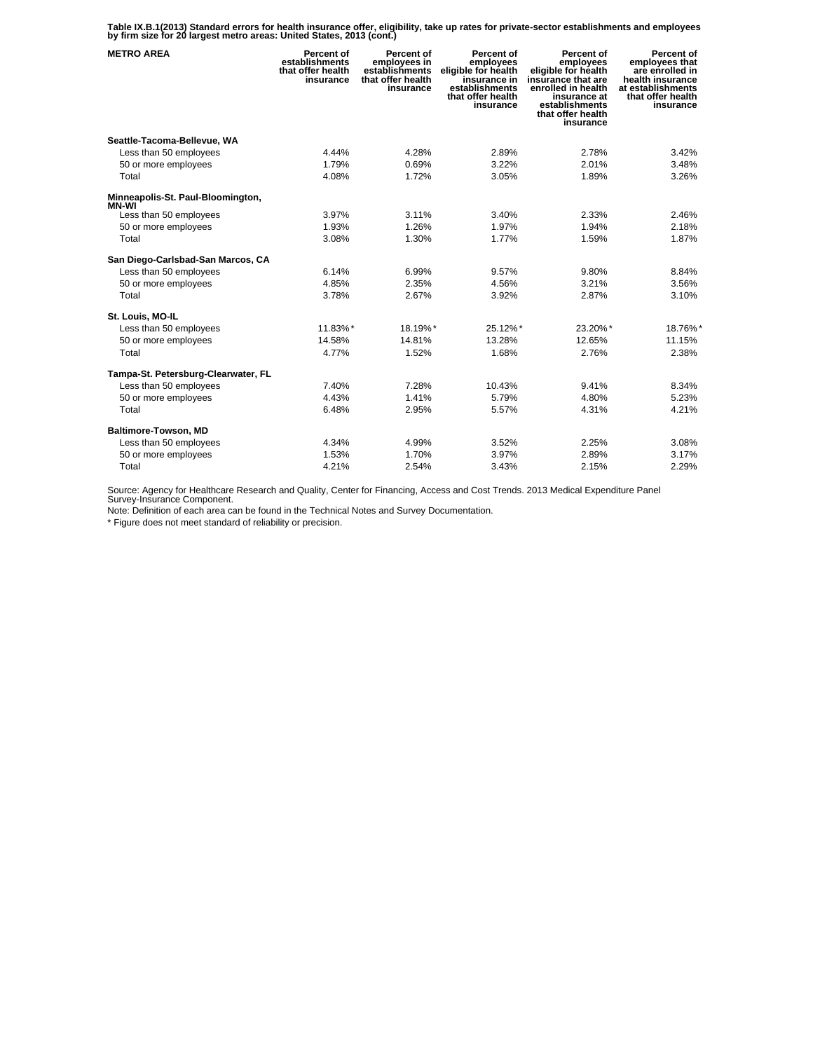**Table IX.B.1(2013) Standard errors for health insurance offer, eligibility, take up rates for private-sector establishments and employees by firm size for 20 largest metro areas: United States, 2013 (cont.)**

| METRO AREA | Percent of establishments that offer health insurance | Percent of employees in establishments that offer health insurance | Percent of employees eligible for health insurance in establishments that offer health insurance | Percent of employees eligible for health insurance that are enrolled in health insurance at establishments that offer health insurance | Percent of employees that are enrolled in health insurance at establishments that offer health insurance |
|---|---|---|---|---|---|
| **Seattle-Tacoma-Bellevue, WA** | | | | | |
| Less than 50 employees | 4.44% | 4.28% | 2.89% | 2.78% | 3.42% |
| 50 or more employees | 1.79% | 0.69% | 3.22% | 2.01% | 3.48% |
| Total | 4.08% | 1.72% | 3.05% | 1.89% | 3.26% |
| **Minneapolis-St. Paul-Bloomington, MN-WI** | | | | | |
| Less than 50 employees | 3.97% | 3.11% | 3.40% | 2.33% | 2.46% |
| 50 or more employees | 1.93% | 1.26% | 1.97% | 1.94% | 2.18% |
| Total | 3.08% | 1.30% | 1.77% | 1.59% | 1.87% |
| **San Diego-Carlsbad-San Marcos, CA** | | | | | |
| Less than 50 employees | 6.14% | 6.99% | 9.57% | 9.80% | 8.84% |
| 50 or more employees | 4.85% | 2.35% | 4.56% | 3.21% | 3.56% |
| Total | 3.78% | 2.67% | 3.92% | 2.87% | 3.10% |
| **St. Louis, MO-IL** | | | | | |
| Less than 50 employees | 11.83%* | 18.19%* | 25.12%* | 23.20%* | 18.76%* |
| 50 or more employees | 14.58% | 14.81% | 13.28% | 12.65% | 11.15% |
| Total | 4.77% | 1.52% | 1.68% | 2.76% | 2.38% |
| **Tampa-St. Petersburg-Clearwater, FL** | | | | | |
| Less than 50 employees | 7.40% | 7.28% | 10.43% | 9.41% | 8.34% |
| 50 or more employees | 4.43% | 1.41% | 5.79% | 4.80% | 5.23% |
| Total | 6.48% | 2.95% | 5.57% | 4.31% | 4.21% |
| **Baltimore-Towson, MD** | | | | | |
| Less than 50 employees | 4.34% | 4.99% | 3.52% | 2.25% | 3.08% |
| 50 or more employees | 1.53% | 1.70% | 3.97% | 2.89% | 3.17% |
| Total | 4.21% | 2.54% | 3.43% | 2.15% | 2.29% |

Source: Agency for Healthcare Research and Quality, Center for Financing, Access and Cost Trends. 2013 Medical Expenditure Panel Survey-Insurance Component.

Note: Definition of each area can be found in the Technical Notes and Survey Documentation.

* Figure does not meet standard of reliability or precision.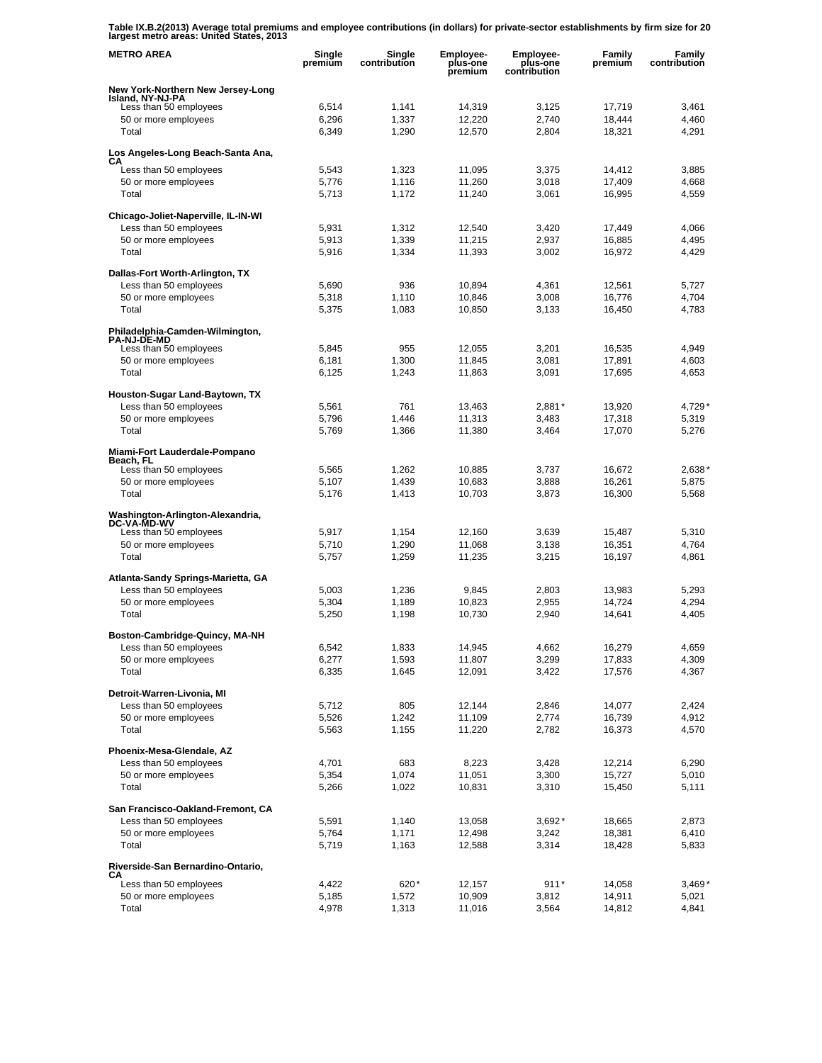**Table IX.B.2(2013) Average total premiums and employee contributions (in dollars) for private-sector establishments by firm size for 20 largest metro areas: United States, 2013**

| METRO AREA | Single premium | Single contribution | Employee-plus-one premium | Employee-plus-one contribution | Family premium | Family contribution |
|---|---|---|---|---|---|---|
| **New York-Northern New Jersey-Long Island, NY-NJ-PA** | | | | | | |
| Less than 50 employees | 6,514 | 1,141 | 14,319 | 3,125 | 17,719 | 3,461 |
| 50 or more employees | 6,296 | 1,337 | 12,220 | 2,740 | 18,444 | 4,460 |
| Total | 6,349 | 1,290 | 12,570 | 2,804 | 18,321 | 4,291 |
| **Los Angeles-Long Beach-Santa Ana, CA** | | | | | | |
| Less than 50 employees | 5,543 | 1,323 | 11,095 | 3,375 | 14,412 | 3,885 |
| 50 or more employees | 5,776 | 1,116 | 11,260 | 3,018 | 17,409 | 4,668 |
| Total | 5,713 | 1,172 | 11,240 | 3,061 | 16,995 | 4,559 |
| **Chicago-Joliet-Naperville, IL-IN-WI** | | | | | | |
| Less than 50 employees | 5,931 | 1,312 | 12,540 | 3,420 | 17,449 | 4,066 |
| 50 or more employees | 5,913 | 1,339 | 11,215 | 2,937 | 16,885 | 4,495 |
| Total | 5,916 | 1,334 | 11,393 | 3,002 | 16,972 | 4,429 |
| **Dallas-Fort Worth-Arlington, TX** | | | | | | |
| Less than 50 employees | 5,690 | 936 | 10,894 | 4,361 | 12,561 | 5,727 |
| 50 or more employees | 5,318 | 1,110 | 10,846 | 3,008 | 16,776 | 4,704 |
| Total | 5,375 | 1,083 | 10,850 | 3,133 | 16,450 | 4,783 |
| **Philadelphia-Camden-Wilmington, PA-NJ-DE-MD** | | | | | | |
| Less than 50 employees | 5,845 | 955 | 12,055 | 3,201 | 16,535 | 4,949 |
| 50 or more employees | 6,181 | 1,300 | 11,845 | 3,081 | 17,891 | 4,603 |
| Total | 6,125 | 1,243 | 11,863 | 3,091 | 17,695 | 4,653 |
| **Houston-Sugar Land-Baytown, TX** | | | | | | |
| Less than 50 employees | 5,561 | 761 | 13,463 | 2,881* | 13,920 | 4,729* |
| 50 or more employees | 5,796 | 1,446 | 11,313 | 3,483 | 17,318 | 5,319 |
| Total | 5,769 | 1,366 | 11,380 | 3,464 | 17,070 | 5,276 |
| **Miami-Fort Lauderdale-Pompano Beach, FL** | | | | | | |
| Less than 50 employees | 5,565 | 1,262 | 10,885 | 3,737 | 16,672 | 2,638* |
| 50 or more employees | 5,107 | 1,439 | 10,683 | 3,888 | 16,261 | 5,875 |
| Total | 5,176 | 1,413 | 10,703 | 3,873 | 16,300 | 5,568 |
| **Washington-Arlington-Alexandria, DC-VA-MD-WV** | | | | | | |
| Less than 50 employees | 5,917 | 1,154 | 12,160 | 3,639 | 15,487 | 5,310 |
| 50 or more employees | 5,710 | 1,290 | 11,068 | 3,138 | 16,351 | 4,764 |
| Total | 5,757 | 1,259 | 11,235 | 3,215 | 16,197 | 4,861 |
| **Atlanta-Sandy Springs-Marietta, GA** | | | | | | |
| Less than 50 employees | 5,003 | 1,236 | 9,845 | 2,803 | 13,983 | 5,293 |
| 50 or more employees | 5,304 | 1,189 | 10,823 | 2,955 | 14,724 | 4,294 |
| Total | 5,250 | 1,198 | 10,730 | 2,940 | 14,641 | 4,405 |
| **Boston-Cambridge-Quincy, MA-NH** | | | | | | |
| Less than 50 employees | 6,542 | 1,833 | 14,945 | 4,662 | 16,279 | 4,659 |
| 50 or more employees | 6,277 | 1,593 | 11,807 | 3,299 | 17,833 | 4,309 |
| Total | 6,335 | 1,645 | 12,091 | 3,422 | 17,576 | 4,367 |
| **Detroit-Warren-Livonia, MI** | | | | | | |
| Less than 50 employees | 5,712 | 805 | 12,144 | 2,846 | 14,077 | 2,424 |
| 50 or more employees | 5,526 | 1,242 | 11,109 | 2,774 | 16,739 | 4,912 |
| Total | 5,563 | 1,155 | 11,220 | 2,782 | 16,373 | 4,570 |
| **Phoenix-Mesa-Glendale, AZ** | | | | | | |
| Less than 50 employees | 4,701 | 683 | 8,223 | 3,428 | 12,214 | 6,290 |
| 50 or more employees | 5,354 | 1,074 | 11,051 | 3,300 | 15,727 | 5,010 |
| Total | 5,266 | 1,022 | 10,831 | 3,310 | 15,450 | 5,111 |
| **San Francisco-Oakland-Fremont, CA** | | | | | | |
| Less than 50 employees | 5,591 | 1,140 | 13,058 | 3,692* | 18,665 | 2,873 |
| 50 or more employees | 5,764 | 1,171 | 12,498 | 3,242 | 18,381 | 6,410 |
| Total | 5,719 | 1,163 | 12,588 | 3,314 | 18,428 | 5,833 |
| **Riverside-San Bernardino-Ontario, CA** | | | | | | |
| Less than 50 employees | 4,422 | 620* | 12,157 | 911* | 14,058 | 3,469* |
| 50 or more employees | 5,185 | 1,572 | 10,909 | 3,812 | 14,911 | 5,021 |
| Total | 4,978 | 1,313 | 11,016 | 3,564 | 14,812 | 4,841 |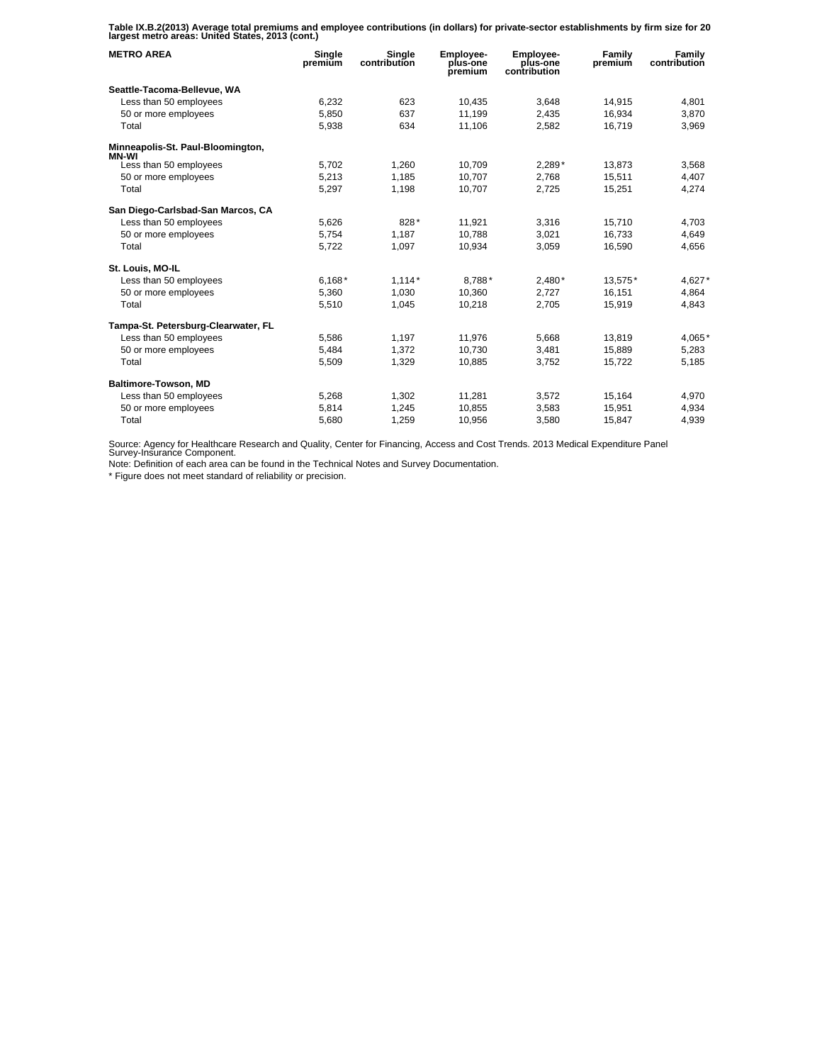**Table IX.B.2(2013) Average total premiums and employee contributions (in dollars) for private-sector establishments by firm size for 20 largest metro areas: United States, 2013 (cont.)**

| METRO AREA | Single premium | Single contribution | Employee-plus-one premium | Employee-plus-one contribution | Family premium | Family contribution |
|---|---|---|---|---|---|---|
| **Seattle-Tacoma-Bellevue, WA** | | | | | | |
| Less than 50 employees | 6,232 | 623 | 10,435 | 3,648 | 14,915 | 4,801 |
| 50 or more employees | 5,850 | 637 | 11,199 | 2,435 | 16,934 | 3,870 |
| Total | 5,938 | 634 | 11,106 | 2,582 | 16,719 | 3,969 |
| **Minneapolis-St. Paul-Bloomington, MN-WI** | | | | | | |
| Less than 50 employees | 5,702 | 1,260 | 10,709 | 2,289* | 13,873 | 3,568 |
| 50 or more employees | 5,213 | 1,185 | 10,707 | 2,768 | 15,511 | 4,407 |
| Total | 5,297 | 1,198 | 10,707 | 2,725 | 15,251 | 4,274 |
| **San Diego-Carlsbad-San Marcos, CA** | | | | | | |
| Less than 50 employees | 5,626 | 828* | 11,921 | 3,316 | 15,710 | 4,703 |
| 50 or more employees | 5,754 | 1,187 | 10,788 | 3,021 | 16,733 | 4,649 |
| Total | 5,722 | 1,097 | 10,934 | 3,059 | 16,590 | 4,656 |
| **St. Louis, MO-IL** | | | | | | |
| Less than 50 employees | 6,168* | 1,114* | 8,788* | 2,480* | 13,575* | 4,627* |
| 50 or more employees | 5,360 | 1,030 | 10,360 | 2,727 | 16,151 | 4,864 |
| Total | 5,510 | 1,045 | 10,218 | 2,705 | 15,919 | 4,843 |
| **Tampa-St. Petersburg-Clearwater, FL** | | | | | | |
| Less than 50 employees | 5,586 | 1,197 | 11,976 | 5,668 | 13,819 | 4,065* |
| 50 or more employees | 5,484 | 1,372 | 10,730 | 3,481 | 15,889 | 5,283 |
| Total | 5,509 | 1,329 | 10,885 | 3,752 | 15,722 | 5,185 |
| **Baltimore-Towson, MD** | | | | | | |
| Less than 50 employees | 5,268 | 1,302 | 11,281 | 3,572 | 15,164 | 4,970 |
| 50 or more employees | 5,814 | 1,245 | 10,855 | 3,583 | 15,951 | 4,934 |
| Total | 5,680 | 1,259 | 10,956 | 3,580 | 15,847 | 4,939 |

Source: Agency for Healthcare Research and Quality, Center for Financing, Access and Cost Trends. 2013 Medical Expenditure Panel Survey-Insurance Component.

Note: Definition of each area can be found in the Technical Notes and Survey Documentation.

* Figure does not meet standard of reliability or precision.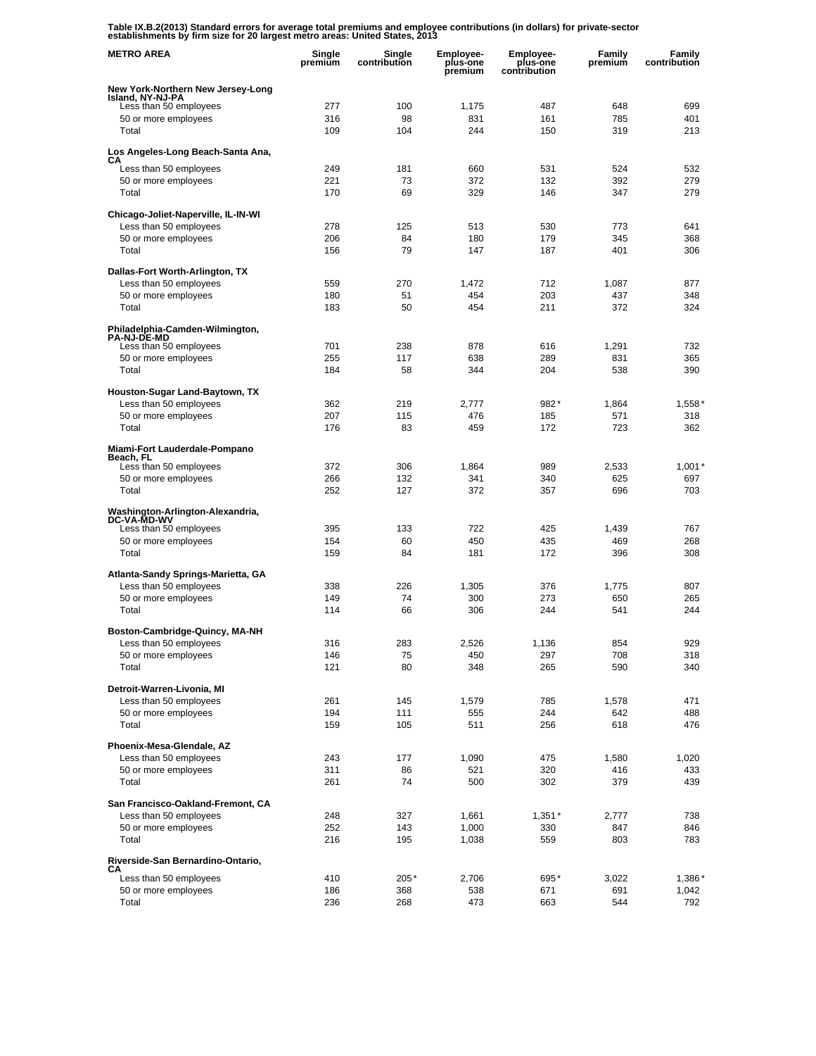**Table IX.B.2(2013) Standard errors for average total premiums and employee contributions (in dollars) for private-sector establishments by firm size for 20 largest metro areas: United States, 2013**

| METRO AREA | Single premium | Single contribution | Employee-plus-one premium | Employee-plus-one contribution | Family premium | Family contribution |
|---|---|---|---|---|---|---|
| **New York-Northern New Jersey-Long Island, NY-NJ-PA** | | | | | | |
| Less than 50 employees | 277 | 100 | 1,175 | 487 | 648 | 699 |
| 50 or more employees | 316 | 98 | 831 | 161 | 785 | 401 |
| Total | 109 | 104 | 244 | 150 | 319 | 213 |
| **Los Angeles-Long Beach-Santa Ana, CA** | | | | | | |
| Less than 50 employees | 249 | 181 | 660 | 531 | 524 | 532 |
| 50 or more employees | 221 | 73 | 372 | 132 | 392 | 279 |
| Total | 170 | 69 | 329 | 146 | 347 | 279 |
| **Chicago-Joliet-Naperville, IL-IN-WI** | | | | | | |
| Less than 50 employees | 278 | 125 | 513 | 530 | 773 | 641 |
| 50 or more employees | 206 | 84 | 180 | 179 | 345 | 368 |
| Total | 156 | 79 | 147 | 187 | 401 | 306 |
| **Dallas-Fort Worth-Arlington, TX** | | | | | | |
| Less than 50 employees | 559 | 270 | 1,472 | 712 | 1,087 | 877 |
| 50 or more employees | 180 | 51 | 454 | 203 | 437 | 348 |
| Total | 183 | 50 | 454 | 211 | 372 | 324 |
| **Philadelphia-Camden-Wilmington, PA-NJ-DE-MD** | | | | | | |
| Less than 50 employees | 701 | 238 | 878 | 616 | 1,291 | 732 |
| 50 or more employees | 255 | 117 | 638 | 289 | 831 | 365 |
| Total | 184 | 58 | 344 | 204 | 538 | 390 |
| **Houston-Sugar Land-Baytown, TX** | | | | | | |
| Less than 50 employees | 362 | 219 | 2,777 | 982* | 1,864 | 1,558* |
| 50 or more employees | 207 | 115 | 476 | 185 | 571 | 318 |
| Total | 176 | 83 | 459 | 172 | 723 | 362 |
| **Miami-Fort Lauderdale-Pompano Beach, FL** | | | | | | |
| Less than 50 employees | 372 | 306 | 1,864 | 989 | 2,533 | 1,001* |
| 50 or more employees | 266 | 132 | 341 | 340 | 625 | 697 |
| Total | 252 | 127 | 372 | 357 | 696 | 703 |
| **Washington-Arlington-Alexandria, DC-VA-MD-WV** | | | | | | |
| Less than 50 employees | 395 | 133 | 722 | 425 | 1,439 | 767 |
| 50 or more employees | 154 | 60 | 450 | 435 | 469 | 268 |
| Total | 159 | 84 | 181 | 172 | 396 | 308 |
| **Atlanta-Sandy Springs-Marietta, GA** | | | | | | |
| Less than 50 employees | 338 | 226 | 1,305 | 376 | 1,775 | 807 |
| 50 or more employees | 149 | 74 | 300 | 273 | 650 | 265 |
| Total | 114 | 66 | 306 | 244 | 541 | 244 |
| **Boston-Cambridge-Quincy, MA-NH** | | | | | | |
| Less than 50 employees | 316 | 283 | 2,526 | 1,136 | 854 | 929 |
| 50 or more employees | 146 | 75 | 450 | 297 | 708 | 318 |
| Total | 121 | 80 | 348 | 265 | 590 | 340 |
| **Detroit-Warren-Livonia, MI** | | | | | | |
| Less than 50 employees | 261 | 145 | 1,579 | 785 | 1,578 | 471 |
| 50 or more employees | 194 | 111 | 555 | 244 | 642 | 488 |
| Total | 159 | 105 | 511 | 256 | 618 | 476 |
| **Phoenix-Mesa-Glendale, AZ** | | | | | | |
| Less than 50 employees | 243 | 177 | 1,090 | 475 | 1,580 | 1,020 |
| 50 or more employees | 311 | 86 | 521 | 320 | 416 | 433 |
| Total | 261 | 74 | 500 | 302 | 379 | 439 |
| **San Francisco-Oakland-Fremont, CA** | | | | | | |
| Less than 50 employees | 248 | 327 | 1,661 | 1,351* | 2,777 | 738 |
| 50 or more employees | 252 | 143 | 1,000 | 330 | 847 | 846 |
| Total | 216 | 195 | 1,038 | 559 | 803 | 783 |
| **Riverside-San Bernardino-Ontario, CA** | | | | | | |
| Less than 50 employees | 410 | 205* | 2,706 | 695* | 3,022 | 1,386* |
| 50 or more employees | 186 | 368 | 538 | 671 | 691 | 1,042 |
| Total | 236 | 268 | 473 | 663 | 544 | 792 |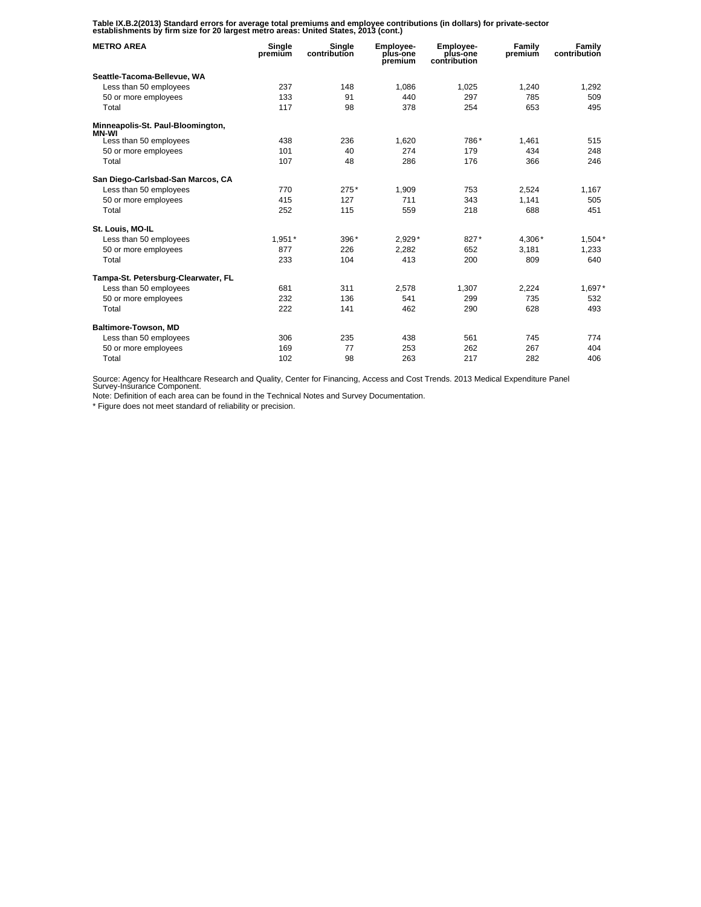**Table IX.B.2(2013) Standard errors for average total premiums and employee contributions (in dollars) for private-sector establishments by firm size for 20 largest metro areas: United States, 2013 (cont.)**

| METRO AREA | Single premium | Single contribution | Employee-plus-one premium | Employee-plus-one contribution | Family premium | Family contribution |
|---|---|---|---|---|---|---|
| **Seattle-Tacoma-Bellevue, WA** | | | | | | |
| Less than 50 employees | 237 | 148 | 1,086 | 1,025 | 1,240 | 1,292 |
| 50 or more employees | 133 | 91 | 440 | 297 | 785 | 509 |
| Total | 117 | 98 | 378 | 254 | 653 | 495 |
| **Minneapolis-St. Paul-Bloomington, MN-WI** | | | | | | |
| Less than 50 employees | 438 | 236 | 1,620 | 786* | 1,461 | 515 |
| 50 or more employees | 101 | 40 | 274 | 179 | 434 | 248 |
| Total | 107 | 48 | 286 | 176 | 366 | 246 |
| **San Diego-Carlsbad-San Marcos, CA** | | | | | | |
| Less than 50 employees | 770 | 275* | 1,909 | 753 | 2,524 | 1,167 |
| 50 or more employees | 415 | 127 | 711 | 343 | 1,141 | 505 |
| Total | 252 | 115 | 559 | 218 | 688 | 451 |
| **St. Louis, MO-IL** | | | | | | |
| Less than 50 employees | 1,951* | 396* | 2,929* | 827* | 4,306* | 1,504* |
| 50 or more employees | 877 | 226 | 2,282 | 652 | 3,181 | 1,233 |
| Total | 233 | 104 | 413 | 200 | 809 | 640 |
| **Tampa-St. Petersburg-Clearwater, FL** | | | | | | |
| Less than 50 employees | 681 | 311 | 2,578 | 1,307 | 2,224 | 1,697* |
| 50 or more employees | 232 | 136 | 541 | 299 | 735 | 532 |
| Total | 222 | 141 | 462 | 290 | 628 | 493 |
| **Baltimore-Towson, MD** | | | | | | |
| Less than 50 employees | 306 | 235 | 438 | 561 | 745 | 774 |
| 50 or more employees | 169 | 77 | 253 | 262 | 267 | 404 |
| Total | 102 | 98 | 263 | 217 | 282 | 406 |

Source: Agency for Healthcare Research and Quality, Center for Financing, Access and Cost Trends. 2013 Medical Expenditure Panel Survey-Insurance Component.

Note: Definition of each area can be found in the Technical Notes and Survey Documentation.

* Figure does not meet standard of reliability or precision.